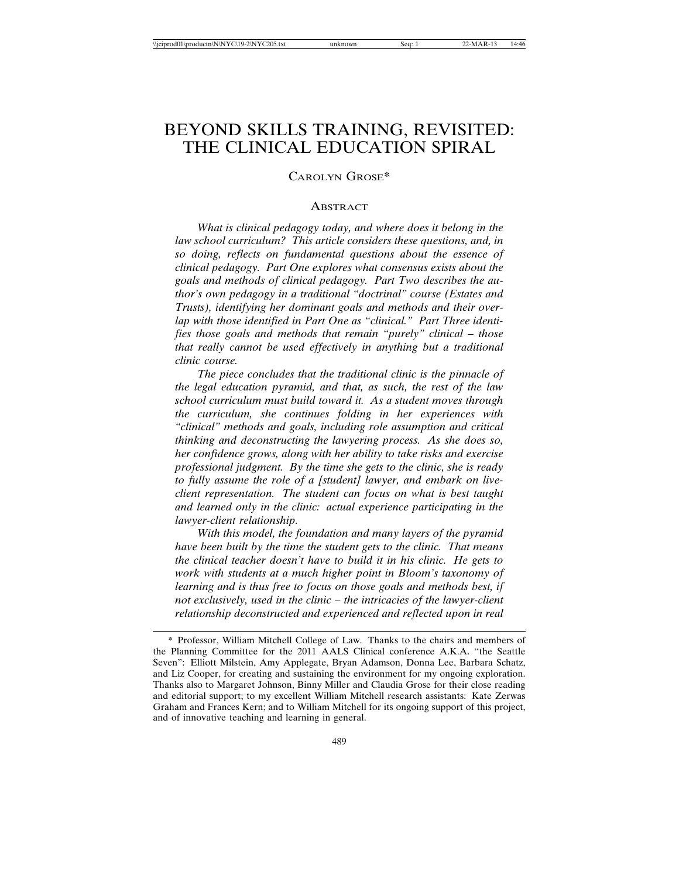# BEYOND SKILLS TRAINING, REVISITED: THE CLINICAL EDUCATION SPIRAL

CAROLYN GROSE*

## ABSTRACT

*What is clinical pedagogy today, and where does it belong in the law school curriculum? This article considers these questions, and, in so doing, reflects on fundamental questions about the essence of clinical pedagogy. Part One explores what consensus exists about the goals and methods of clinical pedagogy. Part Two describes the author's own pedagogy in a traditional "doctrinal" course (Estates and Trusts), identifying her dominant goals and methods and their overlap with those identified in Part One as "clinical." Part Three identifies those goals and methods that remain "purely" clinical – those that really cannot be used effectively in anything but a traditional clinic course.*

*The piece concludes that the traditional clinic is the pinnacle of the legal education pyramid, and that, as such, the rest of the law school curriculum must build toward it. As a student moves through the curriculum, she continues folding in her experiences with "clinical" methods and goals, including role assumption and critical thinking and deconstructing the lawyering process. As she does so, her confidence grows, along with her ability to take risks and exercise professional judgment. By the time she gets to the clinic, she is ready to fully assume the role of a [student] lawyer, and embark on live-client representation. The student can focus on what is best taught and learned only in the clinic: actual experience participating in the lawyer-client relationship.*

*With this model, the foundation and many layers of the pyramid have been built by the time the student gets to the clinic. That means the clinical teacher doesn't have to build it in his clinic. He gets to work with students at a much higher point in Bloom's taxonomy of learning and is thus free to focus on those goals and methods best, if not exclusively, used in the clinic – the intricacies of the lawyer-client relationship deconstructed and experienced and reflected upon in real*

---

\* Professor, William Mitchell College of Law. Thanks to the chairs and members of the Planning Committee for the 2011 AALS Clinical conference A.K.A. "the Seattle Seven": Elliott Milstein, Amy Applegate, Bryan Adamson, Donna Lee, Barbara Schatz, and Liz Cooper, for creating and sustaining the environment for my ongoing exploration. Thanks also to Margaret Johnson, Binny Miller and Claudia Grose for their close reading and editorial support; to my excellent William Mitchell research assistants: Kate Zerwas Graham and Frances Kern; and to William Mitchell for its ongoing support of this project, and of innovative teaching and learning in general.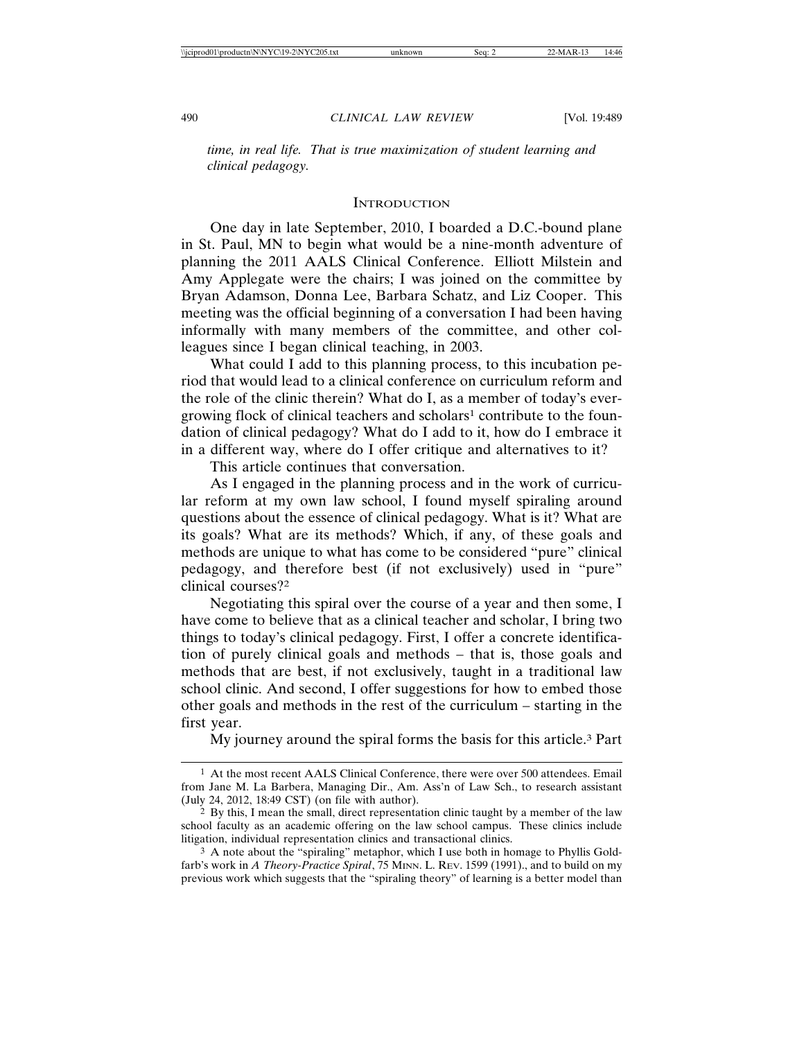*time, in real life. That is true maximization of student learning and clinical pedagogy.*

## INTRODUCTION

One day in late September, 2010, I boarded a D.C.-bound plane in St. Paul, MN to begin what would be a nine-month adventure of planning the 2011 AALS Clinical Conference. Elliott Milstein and Amy Applegate were the chairs; I was joined on the committee by Bryan Adamson, Donna Lee, Barbara Schatz, and Liz Cooper. This meeting was the official beginning of a conversation I had been having informally with many members of the committee, and other colleagues since I began clinical teaching, in 2003.

What could I add to this planning process, to this incubation period that would lead to a clinical conference on curriculum reform and the role of the clinic therein? What do I, as a member of today's ever-growing flock of clinical teachers and scholars[1] contribute to the foundation of clinical pedagogy? What do I add to it, how do I embrace it in a different way, where do I offer critique and alternatives to it?

This article continues that conversation.

As I engaged in the planning process and in the work of curricular reform at my own law school, I found myself spiraling around questions about the essence of clinical pedagogy. What is it? What are its goals? What are its methods? Which, if any, of these goals and methods are unique to what has come to be considered "pure" clinical pedagogy, and therefore best (if not exclusively) used in "pure" clinical courses?[2]

Negotiating this spiral over the course of a year and then some, I have come to believe that as a clinical teacher and scholar, I bring two things to today's clinical pedagogy. First, I offer a concrete identification of purely clinical goals and methods – that is, those goals and methods that are best, if not exclusively, taught in a traditional law school clinic. And second, I offer suggestions for how to embed those other goals and methods in the rest of the curriculum – starting in the first year.

My journey around the spiral forms the basis for this article.[3] Part

---

[1] At the most recent AALS Clinical Conference, there were over 500 attendees. Email from Jane M. La Barbera, Managing Dir., Am. Ass'n of Law Sch., to research assistant (July 24, 2012, 18:49 CST) (on file with author).

[2] By this, I mean the small, direct representation clinic taught by a member of the law school faculty as an academic offering on the law school campus. These clinics include litigation, individual representation clinics and transactional clinics.

[3] A note about the "spiraling" metaphor, which I use both in homage to Phyllis Goldfarb's work in *A Theory-Practice Spiral*, 75 MINN. L. REV. 1599 (1991)., and to build on my previous work which suggests that the "spiraling theory" of learning is a better model than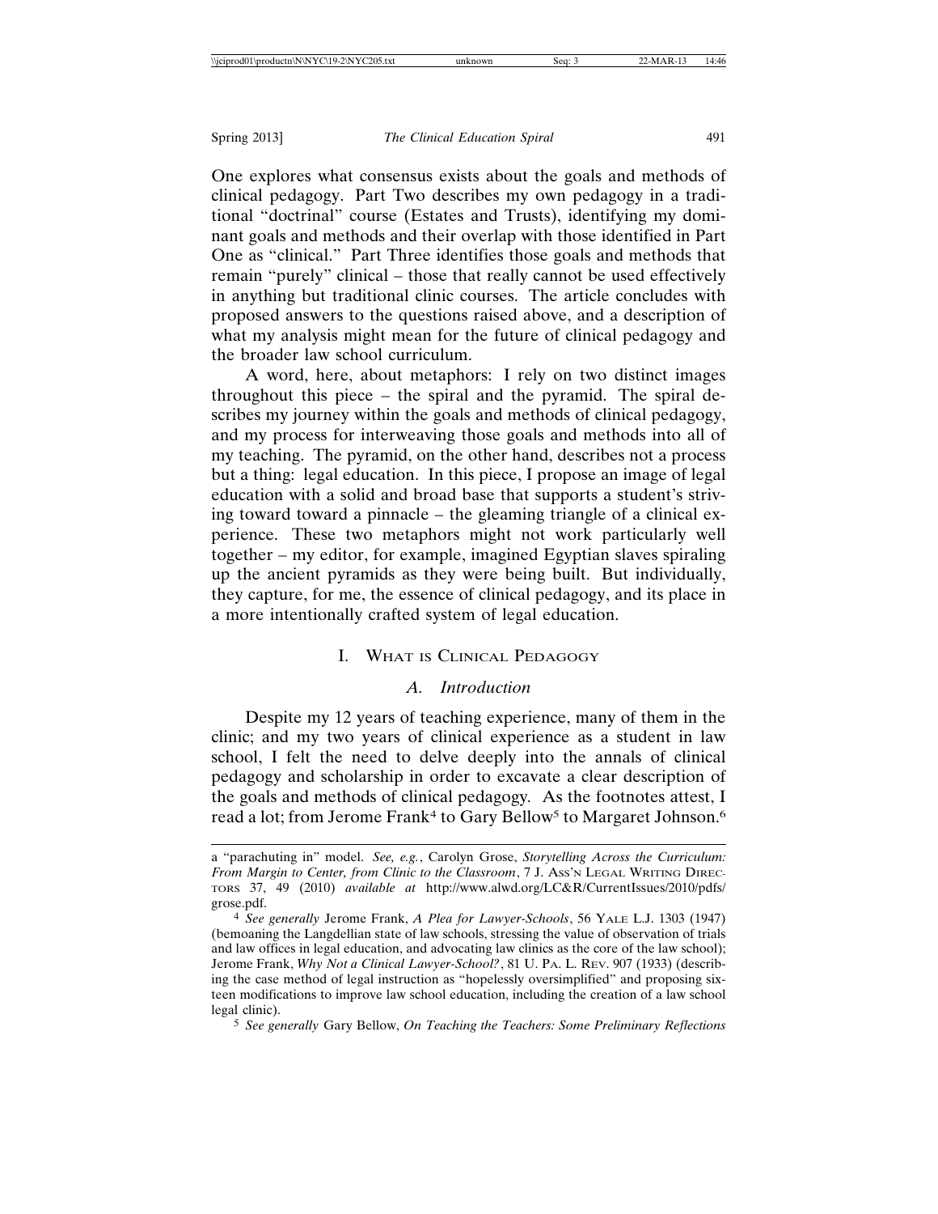One explores what consensus exists about the goals and methods of clinical pedagogy. Part Two describes my own pedagogy in a traditional "doctrinal" course (Estates and Trusts), identifying my dominant goals and methods and their overlap with those identified in Part One as "clinical." Part Three identifies those goals and methods that remain "purely" clinical – those that really cannot be used effectively in anything but traditional clinic courses. The article concludes with proposed answers to the questions raised above, and a description of what my analysis might mean for the future of clinical pedagogy and the broader law school curriculum.

A word, here, about metaphors: I rely on two distinct images throughout this piece – the spiral and the pyramid. The spiral describes my journey within the goals and methods of clinical pedagogy, and my process for interweaving those goals and methods into all of my teaching. The pyramid, on the other hand, describes not a process but a thing: legal education. In this piece, I propose an image of legal education with a solid and broad base that supports a student's striving toward toward a pinnacle – the gleaming triangle of a clinical experience. These two metaphors might not work particularly well together – my editor, for example, imagined Egyptian slaves spiraling up the ancient pyramids as they were being built. But individually, they capture, for me, the essence of clinical pedagogy, and its place in a more intentionally crafted system of legal education.

## I. What is Clinical Pedagogy

### *A. Introduction*

Despite my 12 years of teaching experience, many of them in the clinic; and my two years of clinical experience as a student in law school, I felt the need to delve deeply into the annals of clinical pedagogy and scholarship in order to excavate a clear description of the goals and methods of clinical pedagogy. As the footnotes attest, I read a lot; from Jerome Frank[4] to Gary Bellow[5] to Margaret Johnson.[6]

---

a "parachuting in" model. *See, e.g.*, Carolyn Grose, *Storytelling Across the Curriculum: From Margin to Center, from Clinic to the Classroom*, 7 J. Ass'n Legal Writing Directors 37, 49 (2010) *available at* http://www.alwd.org/LC&R/CurrentIssues/2010/pdfs/grose.pdf.

[4] *See generally* Jerome Frank, *A Plea for Lawyer-Schools*, 56 Yale L.J. 1303 (1947) (bemoaning the Langdellian state of law schools, stressing the value of observation of trials and law offices in legal education, and advocating law clinics as the core of the law school); Jerome Frank, *Why Not a Clinical Lawyer-School?*, 81 U. Pa. L. Rev. 907 (1933) (describing the case method of legal instruction as "hopelessly oversimplified" and proposing sixteen modifications to improve law school education, including the creation of a law school legal clinic).

[5] *See generally* Gary Bellow, *On Teaching the Teachers: Some Preliminary Reflections*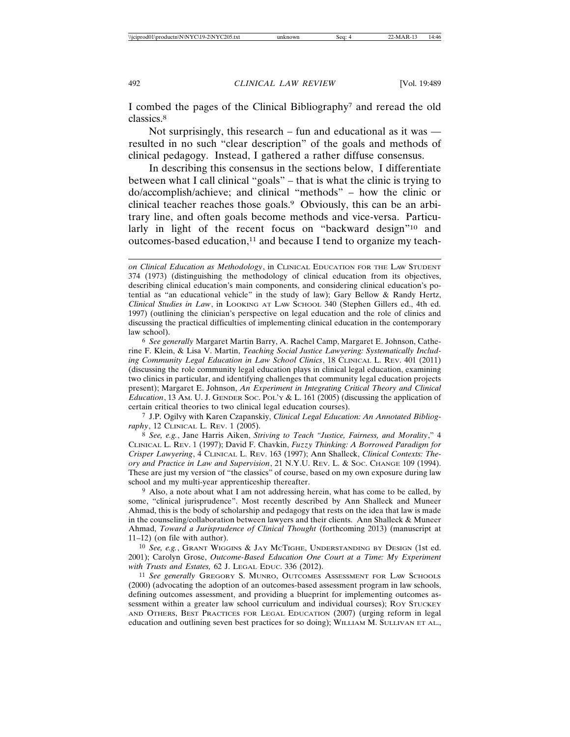I combed the pages of the Clinical Bibliography[7] and reread the old classics.[8]

Not surprisingly, this research – fun and educational as it was — resulted in no such "clear description" of the goals and methods of clinical pedagogy. Instead, I gathered a rather diffuse consensus.

In describing this consensus in the sections below, I differentiate between what I call clinical "goals" – that is what the clinic is trying to do/accomplish/achieve; and clinical "methods" – how the clinic or clinical teacher reaches those goals.[9] Obviously, this can be an arbitrary line, and often goals become methods and vice-versa. Particularly in light of the recent focus on "backward design"[10] and outcomes-based education,[11] and because I tend to organize my teach-

---

*on Clinical Education as Methodology*, in CLINICAL EDUCATION FOR THE LAW STUDENT 374 (1973) (distinguishing the methodology of clinical education from its objectives, describing clinical education's main components, and considering clinical education's potential as "an educational vehicle" in the study of law); Gary Bellow & Randy Hertz, *Clinical Studies in Law*, in LOOKING AT LAW SCHOOL 340 (Stephen Gillers ed., 4th ed. 1997) (outlining the clinician's perspective on legal education and the role of clinics and discussing the practical difficulties of implementing clinical education in the contemporary law school).

[6] *See generally* Margaret Martin Barry, A. Rachel Camp, Margaret E. Johnson, Catherine F. Klein, & Lisa V. Martin, *Teaching Social Justice Lawyering: Systematically Including Community Legal Education in Law School Clinics*, 18 CLINICAL L. REV. 401 (2011) (discussing the role community legal education plays in clinical legal education, examining two clinics in particular, and identifying challenges that community legal education projects present); Margaret E. Johnson, *An Experiment in Integrating Critical Theory and Clinical Education*, 13 AM. U. J. GENDER SOC. POL'Y & L. 161 (2005) (discussing the application of certain critical theories to two clinical legal education courses).

[7] J.P. Ogilvy with Karen Czapanskiy, *Clinical Legal Education: An Annotated Bibliography*, 12 CLINICAL L. REV. 1 (2005).

[8] *See, e.g.*, Jane Harris Aiken, *Striving to Teach "Justice, Fairness, and Morality*," 4 CLINICAL L. REV. 1 (1997); David F. Chavkin, *Fuzzy Thinking: A Borrowed Paradigm for Crisper Lawyering*, 4 CLINICAL L. REV. 163 (1997); Ann Shalleck, *Clinical Contexts: Theory and Practice in Law and Supervision*, 21 N.Y.U. REV. L. & SOC. CHANGE 109 (1994). These are just my version of "the classics" of course, based on my own exposure during law school and my multi-year apprenticeship thereafter.

[9] Also, a note about what I am not addressing herein, what has come to be called, by some, "clinical jurisprudence". Most recently described by Ann Shalleck and Muneer Ahmad, this is the body of scholarship and pedagogy that rests on the idea that law is made in the counseling/collaboration between lawyers and their clients. Ann Shalleck & Muneer Ahmad, *Toward a Jurisprudence of Clinical Thought* (forthcoming 2013) (manuscript at 11–12) (on file with author).

[10] *See, e.g.*, GRANT WIGGINS & JAY MCTIGHE, UNDERSTANDING BY DESIGN (1st ed. 2001); Carolyn Grose, *Outcome-Based Education One Court at a Time: My Experiment with Trusts and Estates,* 62 J. LEGAL EDUC. 336 (2012).

[11] *See generally* GREGORY S. MUNRO, OUTCOMES ASSESSMENT FOR LAW SCHOOLS (2000) (advocating the adoption of an outcomes-based assessment program in law schools, defining outcomes assessment, and providing a blueprint for implementing outcomes assessment within a greater law school curriculum and individual courses); ROY STUCKEY AND OTHERS, BEST PRACTICES FOR LEGAL EDUCATION (2007) (urging reform in legal education and outlining seven best practices for so doing); WILLIAM M. SULLIVAN ET AL.,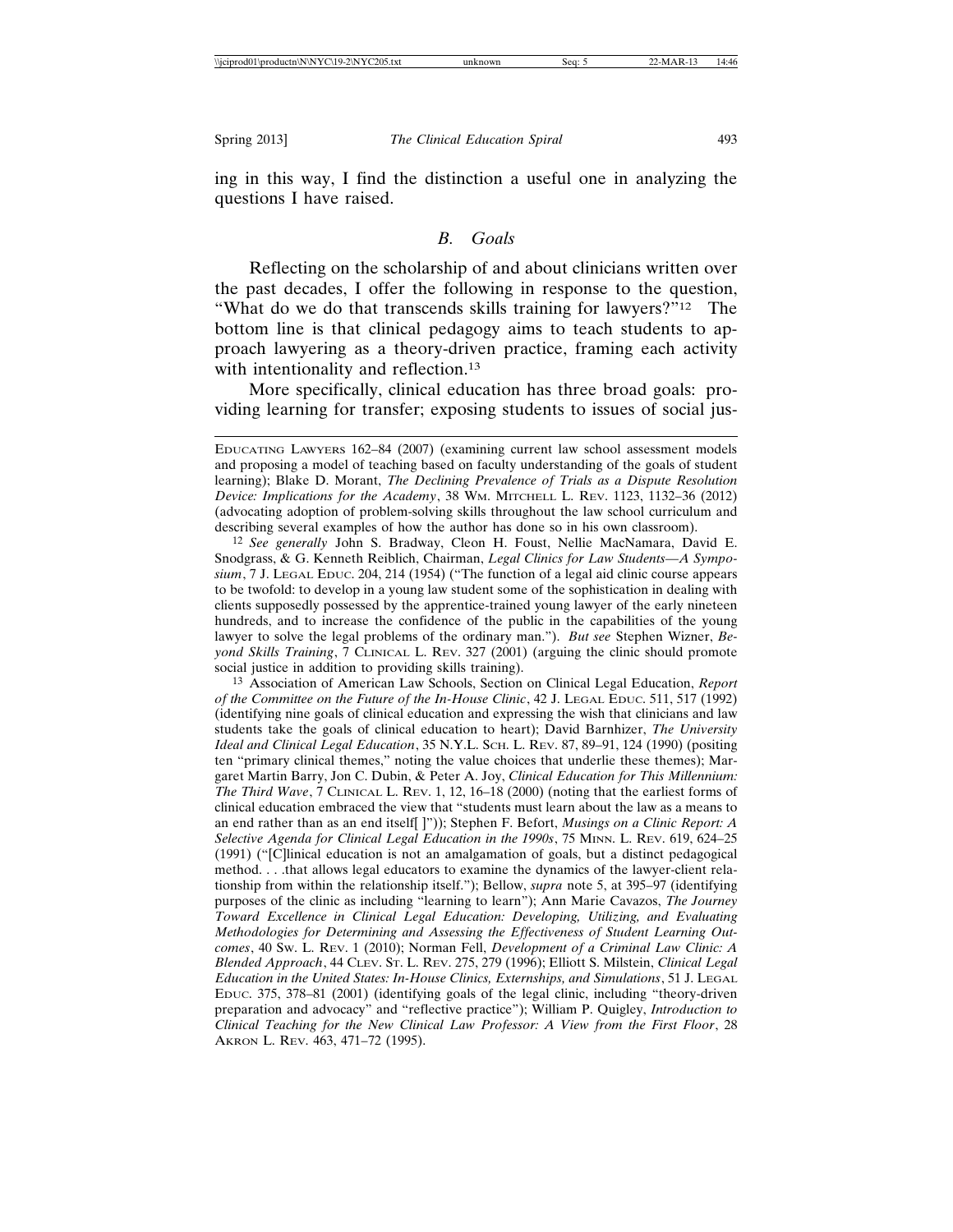ing in this way, I find the distinction a useful one in analyzing the questions I have raised.

### *B. Goals*

Reflecting on the scholarship of and about clinicians written over the past decades, I offer the following in response to the question, "What do we do that transcends skills training for lawyers?"[12] The bottom line is that clinical pedagogy aims to teach students to approach lawyering as a theory-driven practice, framing each activity with intentionality and reflection.[13]

More specifically, clinical education has three broad goals: providing learning for transfer; exposing students to issues of social jus-

---

EDUCATING LAWYERS 162–84 (2007) (examining current law school assessment models and proposing a model of teaching based on faculty understanding of the goals of student learning); Blake D. Morant, *The Declining Prevalence of Trials as a Dispute Resolution Device: Implications for the Academy*, 38 WM. MITCHELL L. REV. 1123, 1132–36 (2012) (advocating adoption of problem-solving skills throughout the law school curriculum and describing several examples of how the author has done so in his own classroom).

[12] *See generally* John S. Bradway, Cleon H. Foust, Nellie MacNamara, David E. Snodgrass, & G. Kenneth Reiblich, Chairman, *Legal Clinics for Law Students—A Symposium*, 7 J. LEGAL EDUC. 204, 214 (1954) ("The function of a legal aid clinic course appears to be twofold: to develop in a young law student some of the sophistication in dealing with clients supposedly possessed by the apprentice-trained young lawyer of the early nineteen hundreds, and to increase the confidence of the public in the capabilities of the young lawyer to solve the legal problems of the ordinary man."). *But see* Stephen Wizner, *Beyond Skills Training*, 7 CLINICAL L. REV. 327 (2001) (arguing the clinic should promote social justice in addition to providing skills training).

[13] Association of American Law Schools, Section on Clinical Legal Education, *Report of the Committee on the Future of the In-House Clinic*, 42 J. LEGAL EDUC. 511, 517 (1992) (identifying nine goals of clinical education and expressing the wish that clinicians and law students take the goals of clinical education to heart); David Barnhizer, *The University Ideal and Clinical Legal Education*, 35 N.Y.L. SCH. L. REV. 87, 89–91, 124 (1990) (positing ten "primary clinical themes," noting the value choices that underlie these themes); Margaret Martin Barry, Jon C. Dubin, & Peter A. Joy, *Clinical Education for This Millennium: The Third Wave*, 7 CLINICAL L. REV. 1, 12, 16–18 (2000) (noting that the earliest forms of clinical education embraced the view that "students must learn about the law as a means to an end rather than as an end itself[ ]")); Stephen F. Befort, *Musings on a Clinic Report: A Selective Agenda for Clinical Legal Education in the 1990s*, 75 MINN. L. REV. 619, 624–25 (1991) ("[C]linical education is not an amalgamation of goals, but a distinct pedagogical method. . . .that allows legal educators to examine the dynamics of the lawyer-client relationship from within the relationship itself."); Bellow, *supra* note 5, at 395–97 (identifying purposes of the clinic as including "learning to learn"); Ann Marie Cavazos, *The Journey Toward Excellence in Clinical Legal Education: Developing, Utilizing, and Evaluating Methodologies for Determining and Assessing the Effectiveness of Student Learning Outcomes*, 40 SW. L. REV. 1 (2010); Norman Fell, *Development of a Criminal Law Clinic: A Blended Approach*, 44 CLEV. ST. L. REV. 275, 279 (1996); Elliott S. Milstein, *Clinical Legal Education in the United States: In-House Clinics, Externships, and Simulations*, 51 J. LEGAL EDUC. 375, 378–81 (2001) (identifying goals of the legal clinic, including "theory-driven preparation and advocacy" and "reflective practice"); William P. Quigley, *Introduction to Clinical Teaching for the New Clinical Law Professor: A View from the First Floor*, 28 AKRON L. REV. 463, 471–72 (1995).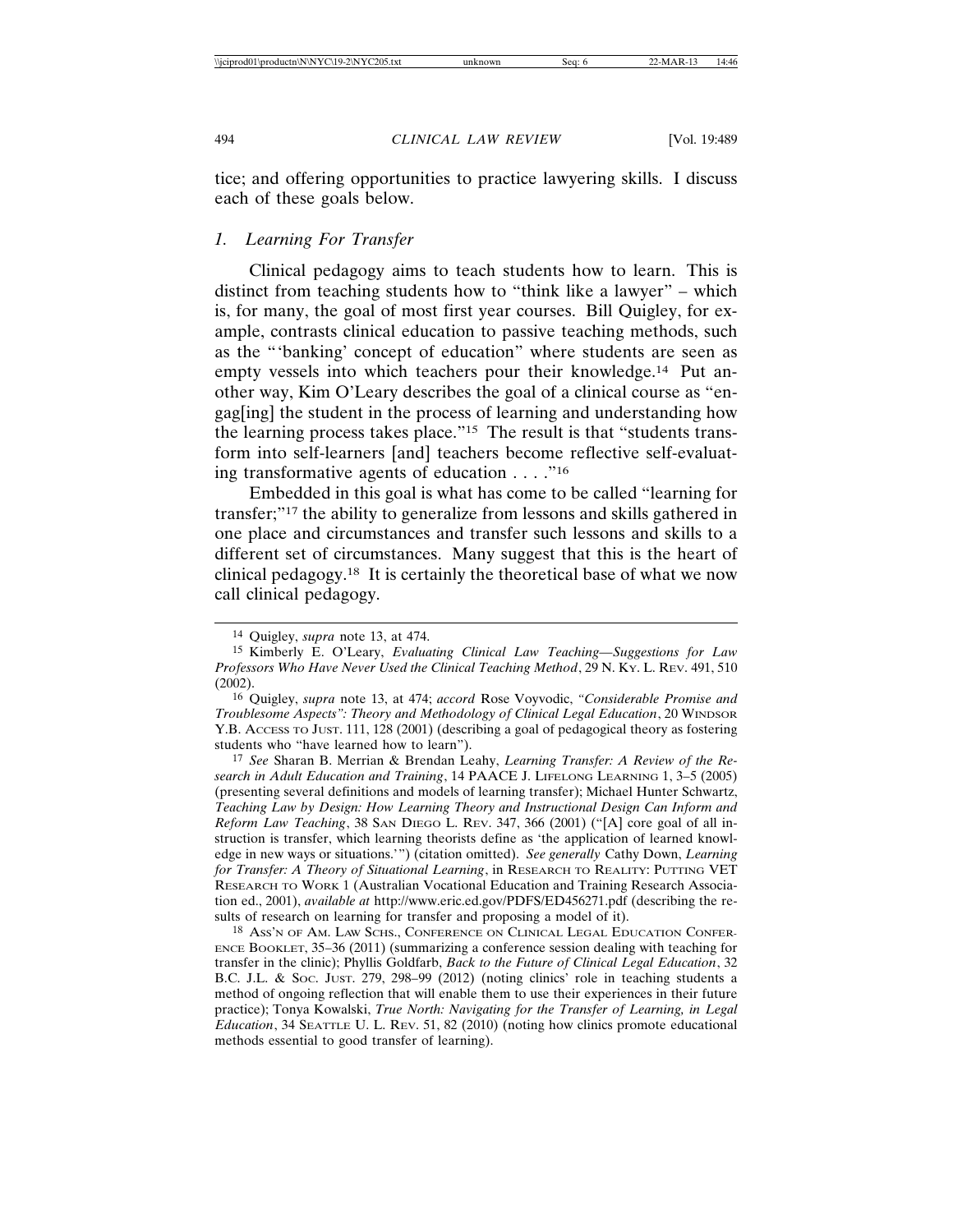tice; and offering opportunities to practice lawyering skills. I discuss each of these goals below.

### *1. Learning For Transfer*

Clinical pedagogy aims to teach students how to learn. This is distinct from teaching students how to "think like a lawyer" – which is, for many, the goal of most first year courses. Bill Quigley, for example, contrasts clinical education to passive teaching methods, such as the "'banking' concept of education" where students are seen as empty vessels into which teachers pour their knowledge.[14] Put another way, Kim O'Leary describes the goal of a clinical course as "engag[ing] the student in the process of learning and understanding how the learning process takes place."[15] The result is that "students transform into self-learners [and] teachers become reflective self-evaluating transformative agents of education . . . ."[16]

Embedded in this goal is what has come to be called "learning for transfer;"[17] the ability to generalize from lessons and skills gathered in one place and circumstances and transfer such lessons and skills to a different set of circumstances. Many suggest that this is the heart of clinical pedagogy.[18] It is certainly the theoretical base of what we now call clinical pedagogy.

---

14 Quigley, *supra* note 13, at 474.

15 Kimberly E. O'Leary, *Evaluating Clinical Law Teaching—Suggestions for Law Professors Who Have Never Used the Clinical Teaching Method*, 29 N. Ky. L. Rev. 491, 510 (2002).

16 Quigley, *supra* note 13, at 474; *accord* Rose Voyvodic, *"Considerable Promise and Troublesome Aspects": Theory and Methodology of Clinical Legal Education*, 20 Windsor Y.B. Access to Just. 111, 128 (2001) (describing a goal of pedagogical theory as fostering students who "have learned how to learn").

17 *See* Sharan B. Merrian & Brendan Leahy, *Learning Transfer: A Review of the Research in Adult Education and Training*, 14 PAACE J. Lifelong Learning 1, 3–5 (2005) (presenting several definitions and models of learning transfer); Michael Hunter Schwartz, *Teaching Law by Design: How Learning Theory and Instructional Design Can Inform and Reform Law Teaching*, 38 San Diego L. Rev. 347, 366 (2001) ("[A] core goal of all instruction is transfer, which learning theorists define as 'the application of learned knowledge in new ways or situations.'") (citation omitted). *See generally* Cathy Down, *Learning for Transfer: A Theory of Situational Learning*, in Research to Reality: Putting VET Research to Work 1 (Australian Vocational Education and Training Research Association ed., 2001), *available at* http://www.eric.ed.gov/PDFS/ED456271.pdf (describing the results of research on learning for transfer and proposing a model of it).

18 Ass'n of Am. Law Schs., Conference on Clinical Legal Education Conference Booklet, 35–36 (2011) (summarizing a conference session dealing with teaching for transfer in the clinic); Phyllis Goldfarb, *Back to the Future of Clinical Legal Education*, 32 B.C. J.L. & Soc. Just. 279, 298–99 (2012) (noting clinics' role in teaching students a method of ongoing reflection that will enable them to use their experiences in their future practice); Tonya Kowalski, *True North: Navigating for the Transfer of Learning, in Legal Education*, 34 Seattle U. L. Rev. 51, 82 (2010) (noting how clinics promote educational methods essential to good transfer of learning).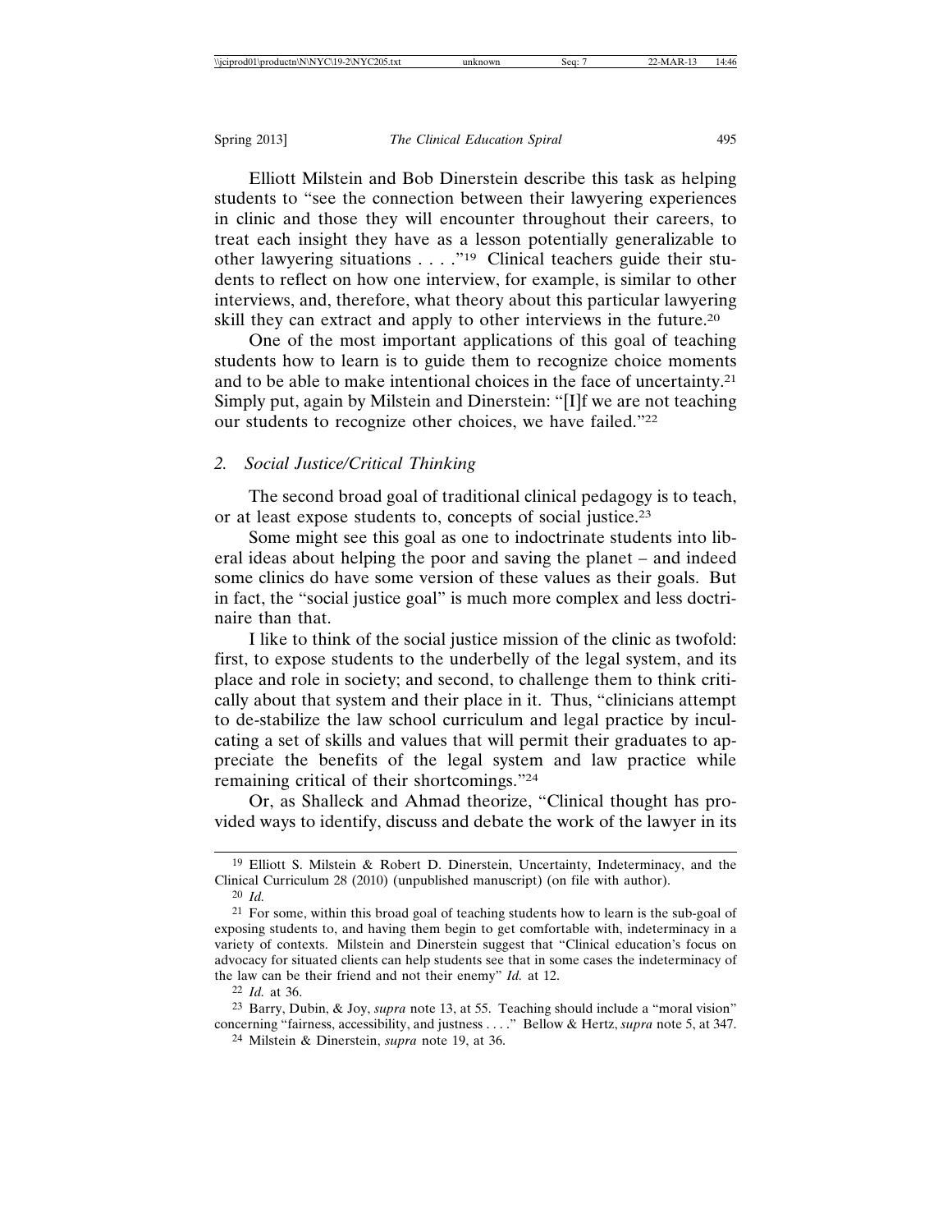Elliott Milstein and Bob Dinerstein describe this task as helping students to "see the connection between their lawyering experiences in clinic and those they will encounter throughout their careers, to treat each insight they have as a lesson potentially generalizable to other lawyering situations . . . ."[19] Clinical teachers guide their students to reflect on how one interview, for example, is similar to other interviews, and, therefore, what theory about this particular lawyering skill they can extract and apply to other interviews in the future.[20]

One of the most important applications of this goal of teaching students how to learn is to guide them to recognize choice moments and to be able to make intentional choices in the face of uncertainty.[21] Simply put, again by Milstein and Dinerstein: "[I]f we are not teaching our students to recognize other choices, we have failed."[22]

### 2. *Social Justice/Critical Thinking*

The second broad goal of traditional clinical pedagogy is to teach, or at least expose students to, concepts of social justice.[23]

Some might see this goal as one to indoctrinate students into liberal ideas about helping the poor and saving the planet – and indeed some clinics do have some version of these values as their goals. But in fact, the "social justice goal" is much more complex and less doctrinaire than that.

I like to think of the social justice mission of the clinic as twofold: first, to expose students to the underbelly of the legal system, and its place and role in society; and second, to challenge them to think critically about that system and their place in it. Thus, "clinicians attempt to de-stabilize the law school curriculum and legal practice by inculcating a set of skills and values that will permit their graduates to appreciate the benefits of the legal system and law practice while remaining critical of their shortcomings."[24]

Or, as Shalleck and Ahmad theorize, "Clinical thought has provided ways to identify, discuss and debate the work of the lawyer in its

---

[19] Elliott S. Milstein & Robert D. Dinerstein, Uncertainty, Indeterminacy, and the Clinical Curriculum 28 (2010) (unpublished manuscript) (on file with author).

[20] *Id.*

[21] For some, within this broad goal of teaching students how to learn is the sub-goal of exposing students to, and having them begin to get comfortable with, indeterminacy in a variety of contexts. Milstein and Dinerstein suggest that "Clinical education's focus on advocacy for situated clients can help students see that in some cases the indeterminacy of the law can be their friend and not their enemy" *Id.* at 12.

[22] *Id.* at 36.

[23] Barry, Dubin, & Joy, *supra* note 13, at 55. Teaching should include a "moral vision" concerning "fairness, accessibility, and justness . . . ." Bellow & Hertz, *supra* note 5, at 347.

[24] Milstein & Dinerstein, *supra* note 19, at 36.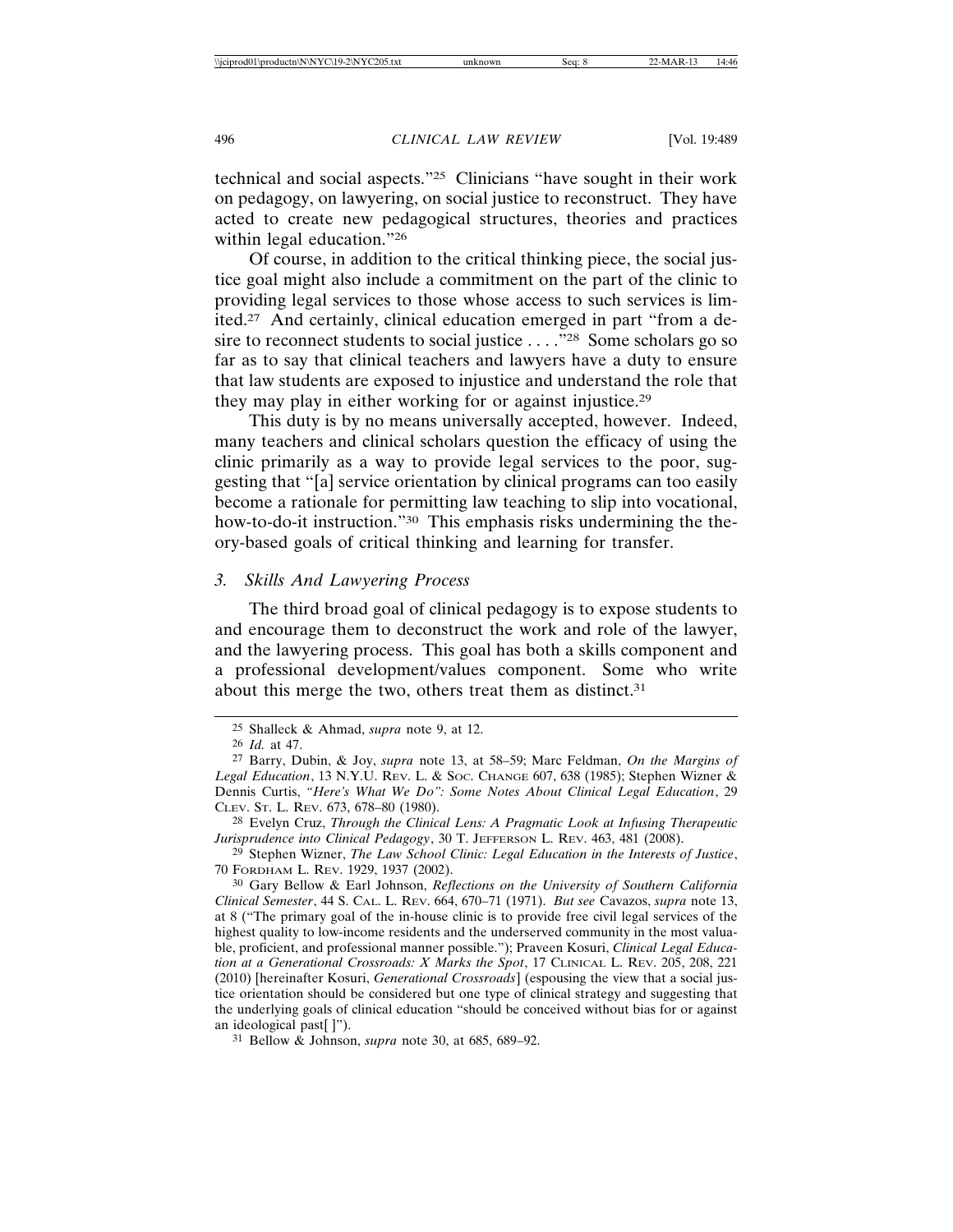technical and social aspects."[25] Clinicians "have sought in their work on pedagogy, on lawyering, on social justice to reconstruct. They have acted to create new pedagogical structures, theories and practices within legal education."[26]

Of course, in addition to the critical thinking piece, the social justice goal might also include a commitment on the part of the clinic to providing legal services to those whose access to such services is limited.[27] And certainly, clinical education emerged in part "from a desire to reconnect students to social justice . . . ."[28] Some scholars go so far as to say that clinical teachers and lawyers have a duty to ensure that law students are exposed to injustice and understand the role that they may play in either working for or against injustice.[29]

This duty is by no means universally accepted, however. Indeed, many teachers and clinical scholars question the efficacy of using the clinic primarily as a way to provide legal services to the poor, suggesting that "[a] service orientation by clinical programs can too easily become a rationale for permitting law teaching to slip into vocational, how-to-do-it instruction."[30] This emphasis risks undermining the theory-based goals of critical thinking and learning for transfer.

### *3. Skills And Lawyering Process*

The third broad goal of clinical pedagogy is to expose students to and encourage them to deconstruct the work and role of the lawyer, and the lawyering process. This goal has both a skills component and a professional development/values component. Some who write about this merge the two, others treat them as distinct.[31]

---

[25] Shalleck & Ahmad, *supra* note 9, at 12.

[26] *Id.* at 47.

[27] Barry, Dubin, & Joy, *supra* note 13, at 58–59; Marc Feldman, *On the Margins of Legal Education*, 13 N.Y.U. REV. L. & SOC. CHANGE 607, 638 (1985); Stephen Wizner & Dennis Curtis, *"Here's What We Do": Some Notes About Clinical Legal Education*, 29 CLEV. ST. L. REV. 673, 678–80 (1980).

[28] Evelyn Cruz, *Through the Clinical Lens: A Pragmatic Look at Infusing Therapeutic Jurisprudence into Clinical Pedagogy*, 30 T. JEFFERSON L. REV. 463, 481 (2008).

[29] Stephen Wizner, *The Law School Clinic: Legal Education in the Interests of Justice*, 70 FORDHAM L. REV. 1929, 1937 (2002).

[30] Gary Bellow & Earl Johnson, *Reflections on the University of Southern California Clinical Semester*, 44 S. CAL. L. REV. 664, 670–71 (1971). *But see* Cavazos, *supra* note 13, at 8 ("The primary goal of the in-house clinic is to provide free civil legal services of the highest quality to low-income residents and the underserved community in the most valuable, proficient, and professional manner possible."); Praveen Kosuri, *Clinical Legal Education at a Generational Crossroads: X Marks the Spot*, 17 CLINICAL L. REV. 205, 208, 221 (2010) [hereinafter Kosuri, *Generational Crossroads*] (espousing the view that a social justice orientation should be considered but one type of clinical strategy and suggesting that the underlying goals of clinical education "should be conceived without bias for or against an ideological past[ ]").

[31] Bellow & Johnson, *supra* note 30, at 685, 689–92.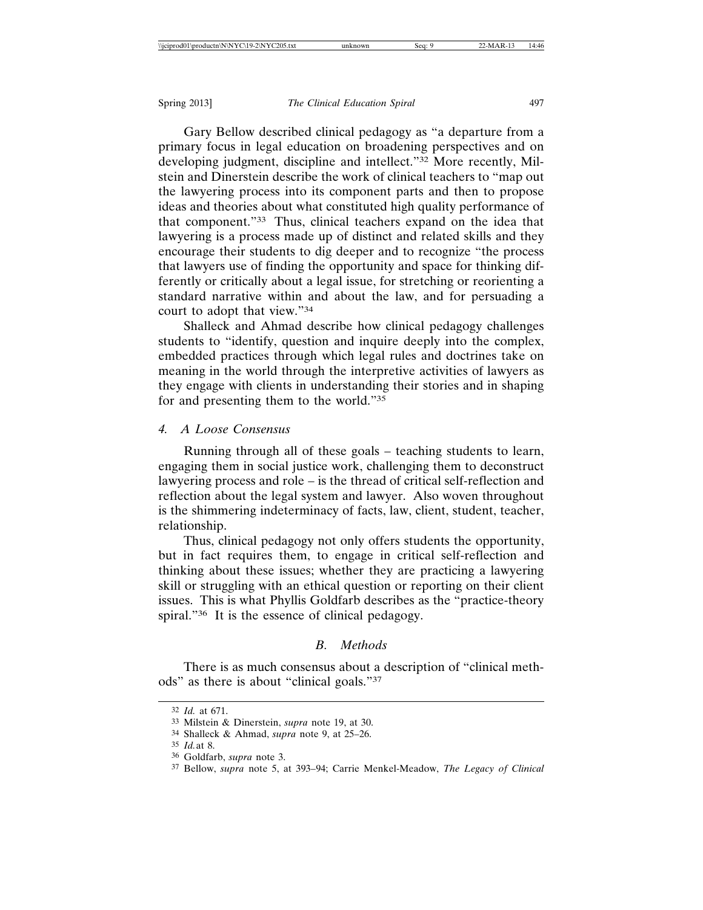Gary Bellow described clinical pedagogy as "a departure from a primary focus in legal education on broadening perspectives and on developing judgment, discipline and intellect."[32] More recently, Milstein and Dinerstein describe the work of clinical teachers to "map out the lawyering process into its component parts and then to propose ideas and theories about what constituted high quality performance of that component."[33] Thus, clinical teachers expand on the idea that lawyering is a process made up of distinct and related skills and they encourage their students to dig deeper and to recognize "the process that lawyers use of finding the opportunity and space for thinking differently or critically about a legal issue, for stretching or reorienting a standard narrative within and about the law, and for persuading a court to adopt that view."[34]

Shalleck and Ahmad describe how clinical pedagogy challenges students to "identify, question and inquire deeply into the complex, embedded practices through which legal rules and doctrines take on meaning in the world through the interpretive activities of lawyers as they engage with clients in understanding their stories and in shaping for and presenting them to the world."[35]

#### *4. A Loose Consensus*

Running through all of these goals – teaching students to learn, engaging them in social justice work, challenging them to deconstruct lawyering process and role – is the thread of critical self-reflection and reflection about the legal system and lawyer. Also woven throughout is the shimmering indeterminacy of facts, law, client, student, teacher, relationship.

Thus, clinical pedagogy not only offers students the opportunity, but in fact requires them, to engage in critical self-reflection and thinking about these issues; whether they are practicing a lawyering skill or struggling with an ethical question or reporting on their client issues. This is what Phyllis Goldfarb describes as the "practice-theory spiral."[36] It is the essence of clinical pedagogy.

### *B. Methods*

There is as much consensus about a description of "clinical methods" as there is about "clinical goals."[37]

---

32 *Id.* at 671.

33 Milstein & Dinerstein, *supra* note 19, at 30.

34 Shalleck & Ahmad, *supra* note 9, at 25–26.

35 *Id.* at 8.

36 Goldfarb, *supra* note 3.

37 Bellow, *supra* note 5, at 393–94; Carrie Menkel-Meadow, *The Legacy of Clinical*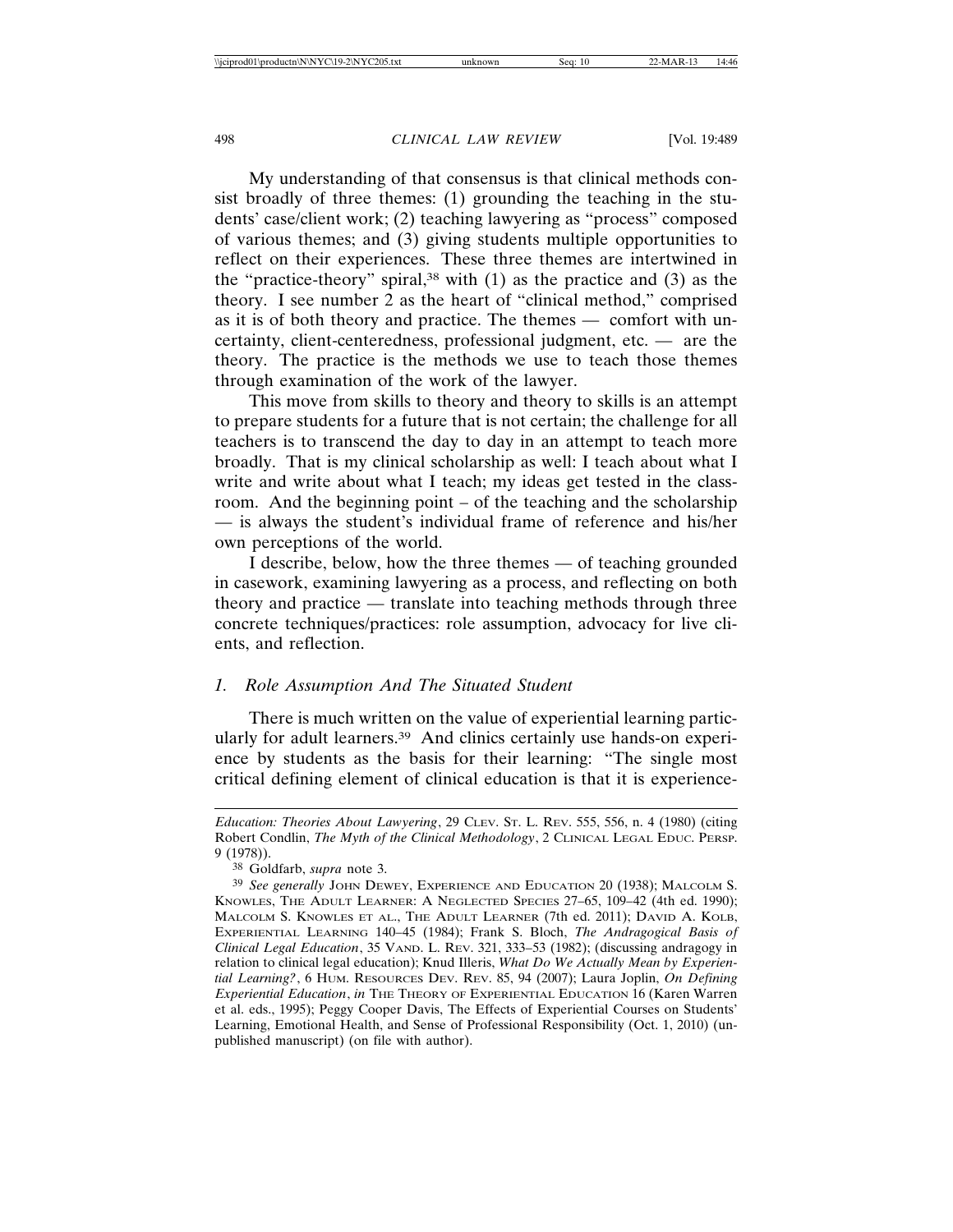My understanding of that consensus is that clinical methods consist broadly of three themes: (1) grounding the teaching in the students' case/client work; (2) teaching lawyering as "process" composed of various themes; and (3) giving students multiple opportunities to reflect on their experiences. These three themes are intertwined in the "practice-theory" spiral,[38] with (1) as the practice and (3) as the theory. I see number 2 as the heart of "clinical method," comprised as it is of both theory and practice. The themes — comfort with uncertainty, client-centeredness, professional judgment, etc. — are the theory. The practice is the methods we use to teach those themes through examination of the work of the lawyer.

This move from skills to theory and theory to skills is an attempt to prepare students for a future that is not certain; the challenge for all teachers is to transcend the day to day in an attempt to teach more broadly. That is my clinical scholarship as well: I teach about what I write and write about what I teach; my ideas get tested in the classroom. And the beginning point – of the teaching and the scholarship — is always the student's individual frame of reference and his/her own perceptions of the world.

I describe, below, how the three themes — of teaching grounded in casework, examining lawyering as a process, and reflecting on both theory and practice — translate into teaching methods through three concrete techniques/practices: role assumption, advocacy for live clients, and reflection.

### 1. Role Assumption And The Situated Student

There is much written on the value of experiential learning particularly for adult learners.[39] And clinics certainly use hands-on experience by students as the basis for their learning: "The single most critical defining element of clinical education is that it is experience-

---

*Education: Theories About Lawyering*, 29 CLEV. ST. L. REV. 555, 556, n. 4 (1980) (citing Robert Condlin, *The Myth of the Clinical Methodology*, 2 CLINICAL LEGAL EDUC. PERSP. 9 (1978)).

[38] Goldfarb, *supra* note 3.

[39] *See generally* JOHN DEWEY, EXPERIENCE AND EDUCATION 20 (1938); MALCOLM S. KNOWLES, THE ADULT LEARNER: A NEGLECTED SPECIES 27–65, 109–42 (4th ed. 1990); MALCOLM S. KNOWLES ET AL., THE ADULT LEARNER (7th ed. 2011); DAVID A. KOLB, EXPERIENTIAL LEARNING 140–45 (1984); Frank S. Bloch, *The Andragogical Basis of Clinical Legal Education*, 35 VAND. L. REV. 321, 333–53 (1982); (discussing andragogy in relation to clinical legal education); Knud Illeris, *What Do We Actually Mean by Experiential Learning?*, 6 HUM. RESOURCES DEV. REV. 85, 94 (2007); Laura Joplin, *On Defining Experiential Education*, *in* THE THEORY OF EXPERIENTIAL EDUCATION 16 (Karen Warren et al. eds., 1995); Peggy Cooper Davis, The Effects of Experiential Courses on Students' Learning, Emotional Health, and Sense of Professional Responsibility (Oct. 1, 2010) (unpublished manuscript) (on file with author).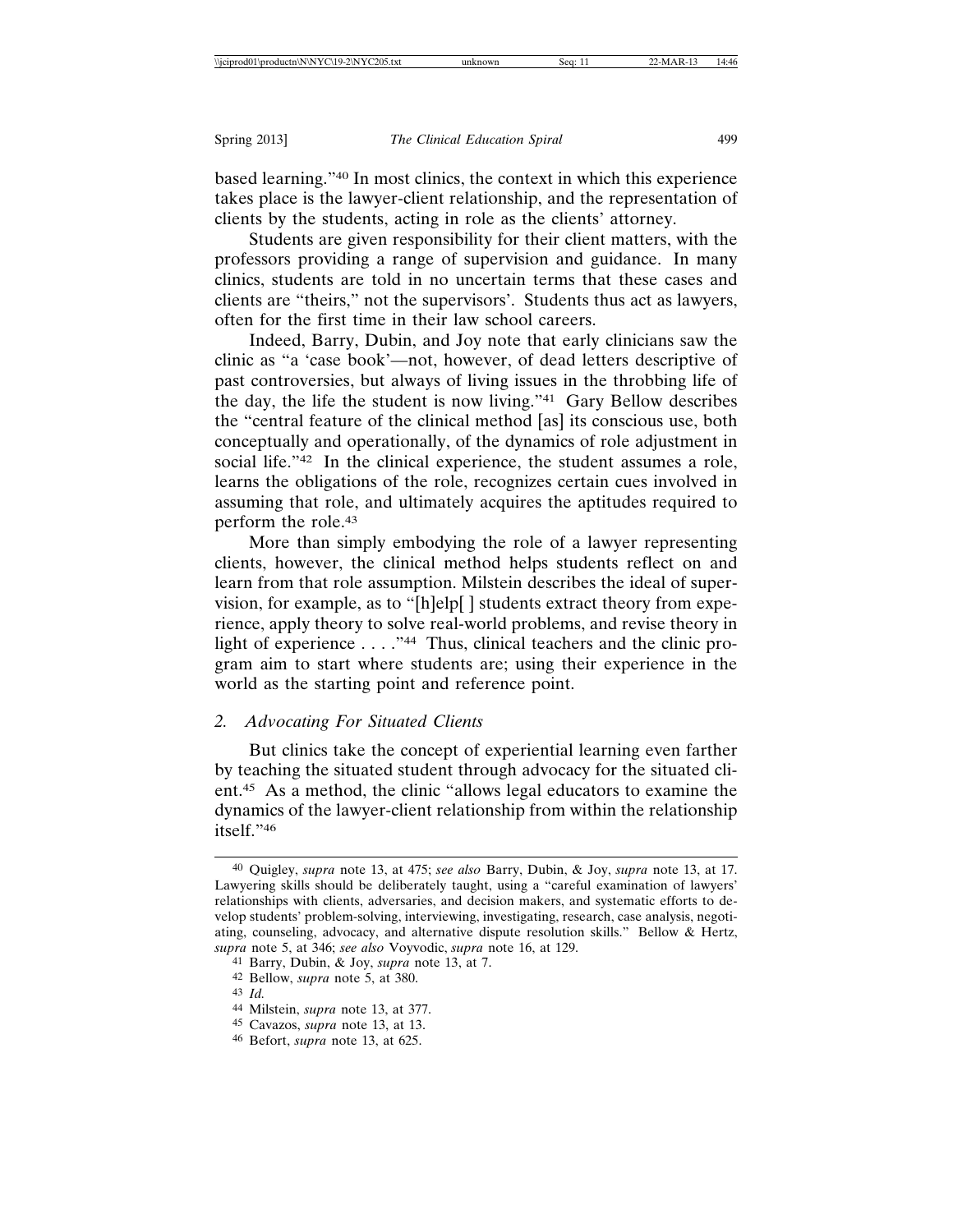based learning."[40] In most clinics, the context in which this experience takes place is the lawyer-client relationship, and the representation of clients by the students, acting in role as the clients' attorney.

Students are given responsibility for their client matters, with the professors providing a range of supervision and guidance. In many clinics, students are told in no uncertain terms that these cases and clients are "theirs," not the supervisors'. Students thus act as lawyers, often for the first time in their law school careers.

Indeed, Barry, Dubin, and Joy note that early clinicians saw the clinic as "a 'case book'—not, however, of dead letters descriptive of past controversies, but always of living issues in the throbbing life of the day, the life the student is now living."[41] Gary Bellow describes the "central feature of the clinical method [as] its conscious use, both conceptually and operationally, of the dynamics of role adjustment in social life."[42] In the clinical experience, the student assumes a role, learns the obligations of the role, recognizes certain cues involved in assuming that role, and ultimately acquires the aptitudes required to perform the role.[43]

More than simply embodying the role of a lawyer representing clients, however, the clinical method helps students reflect on and learn from that role assumption. Milstein describes the ideal of supervision, for example, as to "[h]elp[ ] students extract theory from experience, apply theory to solve real-world problems, and revise theory in light of experience . . . ."[44] Thus, clinical teachers and the clinic program aim to start where students are; using their experience in the world as the starting point and reference point.

### 2. *Advocating For Situated Clients*

But clinics take the concept of experiential learning even farther by teaching the situated student through advocacy for the situated client.[45] As a method, the clinic "allows legal educators to examine the dynamics of the lawyer-client relationship from within the relationship itself."[46]

---

40 Quigley, *supra* note 13, at 475; *see also* Barry, Dubin, & Joy, *supra* note 13, at 17. Lawyering skills should be deliberately taught, using a "careful examination of lawyers' relationships with clients, adversaries, and decision makers, and systematic efforts to develop students' problem-solving, interviewing, investigating, research, case analysis, negotiating, counseling, advocacy, and alternative dispute resolution skills." Bellow & Hertz, *supra* note 5, at 346; *see also* Voyvodic, *supra* note 16, at 129.

41 Barry, Dubin, & Joy, *supra* note 13, at 7.

42 Bellow, *supra* note 5, at 380.

43 *Id.*

44 Milstein, *supra* note 13, at 377.

45 Cavazos, *supra* note 13, at 13.

46 Befort, *supra* note 13, at 625.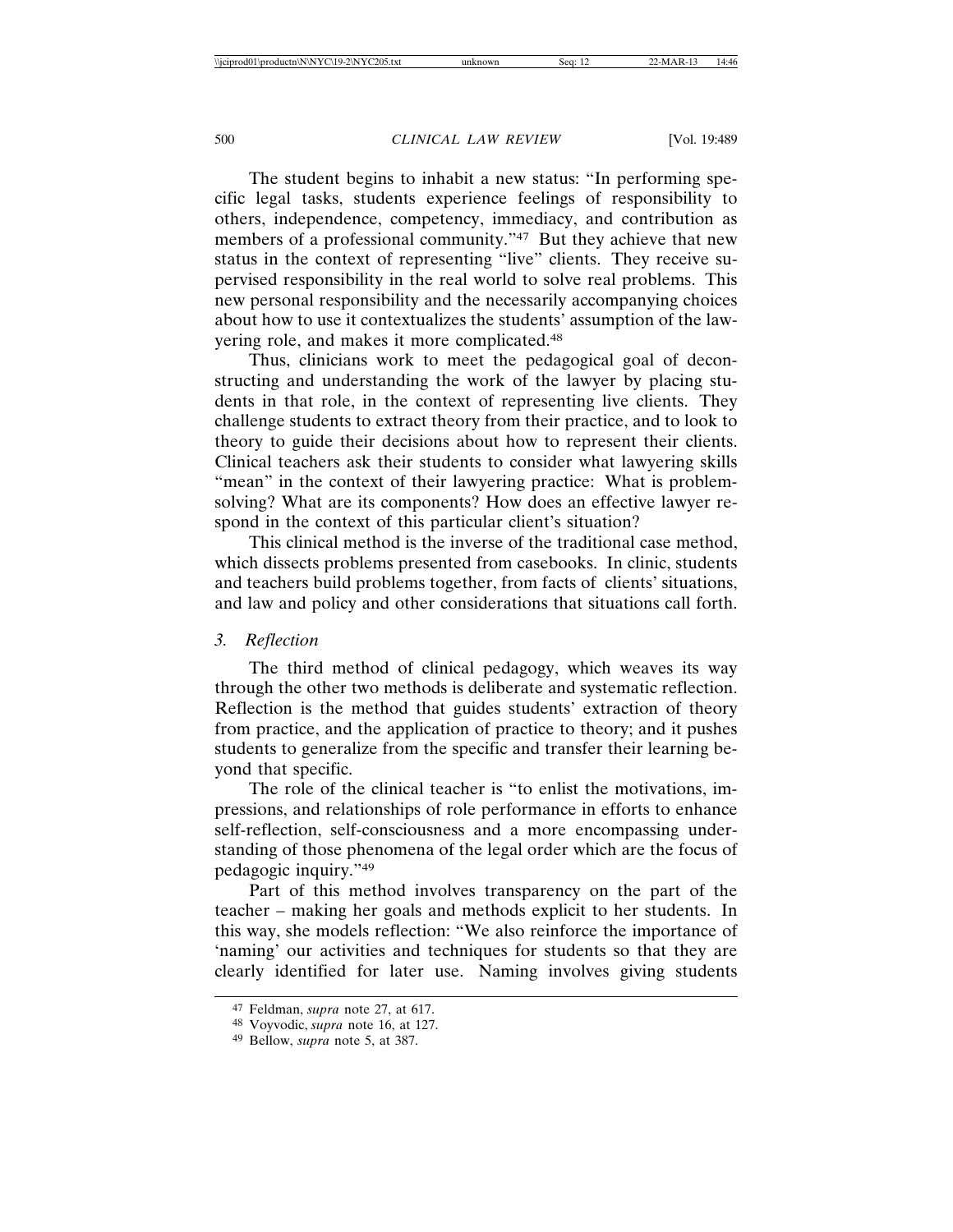The student begins to inhabit a new status: "In performing specific legal tasks, students experience feelings of responsibility to others, independence, competency, immediacy, and contribution as members of a professional community."[47] But they achieve that new status in the context of representing "live" clients. They receive supervised responsibility in the real world to solve real problems. This new personal responsibility and the necessarily accompanying choices about how to use it contextualizes the students' assumption of the lawyering role, and makes it more complicated.[48]

Thus, clinicians work to meet the pedagogical goal of deconstructing and understanding the work of the lawyer by placing students in that role, in the context of representing live clients. They challenge students to extract theory from their practice, and to look to theory to guide their decisions about how to represent their clients. Clinical teachers ask their students to consider what lawyering skills "mean" in the context of their lawyering practice: What is problem-solving? What are its components? How does an effective lawyer respond in the context of this particular client's situation?

This clinical method is the inverse of the traditional case method, which dissects problems presented from casebooks. In clinic, students and teachers build problems together, from facts of clients' situations, and law and policy and other considerations that situations call forth.

### *3. Reflection*

The third method of clinical pedagogy, which weaves its way through the other two methods is deliberate and systematic reflection. Reflection is the method that guides students' extraction of theory from practice, and the application of practice to theory; and it pushes students to generalize from the specific and transfer their learning beyond that specific.

The role of the clinical teacher is "to enlist the motivations, impressions, and relationships of role performance in efforts to enhance self-reflection, self-consciousness and a more encompassing understanding of those phenomena of the legal order which are the focus of pedagogic inquiry."[49]

Part of this method involves transparency on the part of the teacher – making her goals and methods explicit to her students. In this way, she models reflection: "We also reinforce the importance of 'naming' our activities and techniques for students so that they are clearly identified for later use. Naming involves giving students

---

47 Feldman, *supra* note 27, at 617.

48 Voyvodic, *supra* note 16, at 127.

49 Bellow, *supra* note 5, at 387.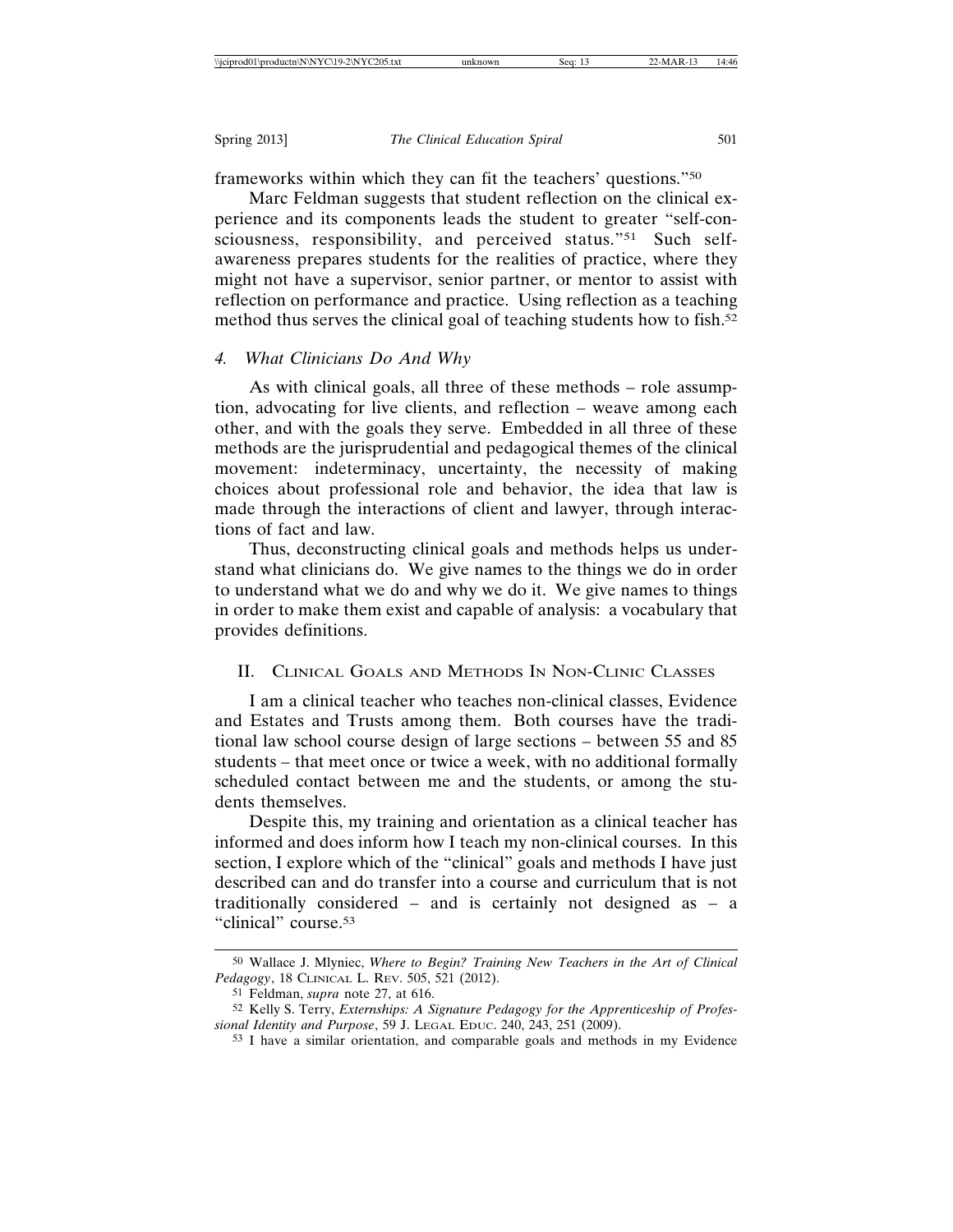frameworks within which they can fit the teachers' questions."[50]

Marc Feldman suggests that student reflection on the clinical experience and its components leads the student to greater "self-consciousness, responsibility, and perceived status."[51] Such self-awareness prepares students for the realities of practice, where they might not have a supervisor, senior partner, or mentor to assist with reflection on performance and practice. Using reflection as a teaching method thus serves the clinical goal of teaching students how to fish.[52]

### 4. *What Clinicians Do And Why*

As with clinical goals, all three of these methods – role assumption, advocating for live clients, and reflection – weave among each other, and with the goals they serve. Embedded in all three of these methods are the jurisprudential and pedagogical themes of the clinical movement: indeterminacy, uncertainty, the necessity of making choices about professional role and behavior, the idea that law is made through the interactions of client and lawyer, through interactions of fact and law.

Thus, deconstructing clinical goals and methods helps us understand what clinicians do. We give names to the things we do in order to understand what we do and why we do it. We give names to things in order to make them exist and capable of analysis: a vocabulary that provides definitions.

## II. Clinical Goals and Methods In Non-Clinic Classes

I am a clinical teacher who teaches non-clinical classes, Evidence and Estates and Trusts among them. Both courses have the traditional law school course design of large sections – between 55 and 85 students – that meet once or twice a week, with no additional formally scheduled contact between me and the students, or among the students themselves.

Despite this, my training and orientation as a clinical teacher has informed and does inform how I teach my non-clinical courses. In this section, I explore which of the "clinical" goals and methods I have just described can and do transfer into a course and curriculum that is not traditionally considered – and is certainly not designed as – a "clinical" course.[53]

---

[50] Wallace J. Mlyniec, *Where to Begin? Training New Teachers in the Art of Clinical Pedagogy*, 18 Clinical L. Rev. 505, 521 (2012).

[51] Feldman, *supra* note 27, at 616.

[52] Kelly S. Terry, *Externships: A Signature Pedagogy for the Apprenticeship of Professional Identity and Purpose*, 59 J. Legal Educ. 240, 243, 251 (2009).

[53] I have a similar orientation, and comparable goals and methods in my Evidence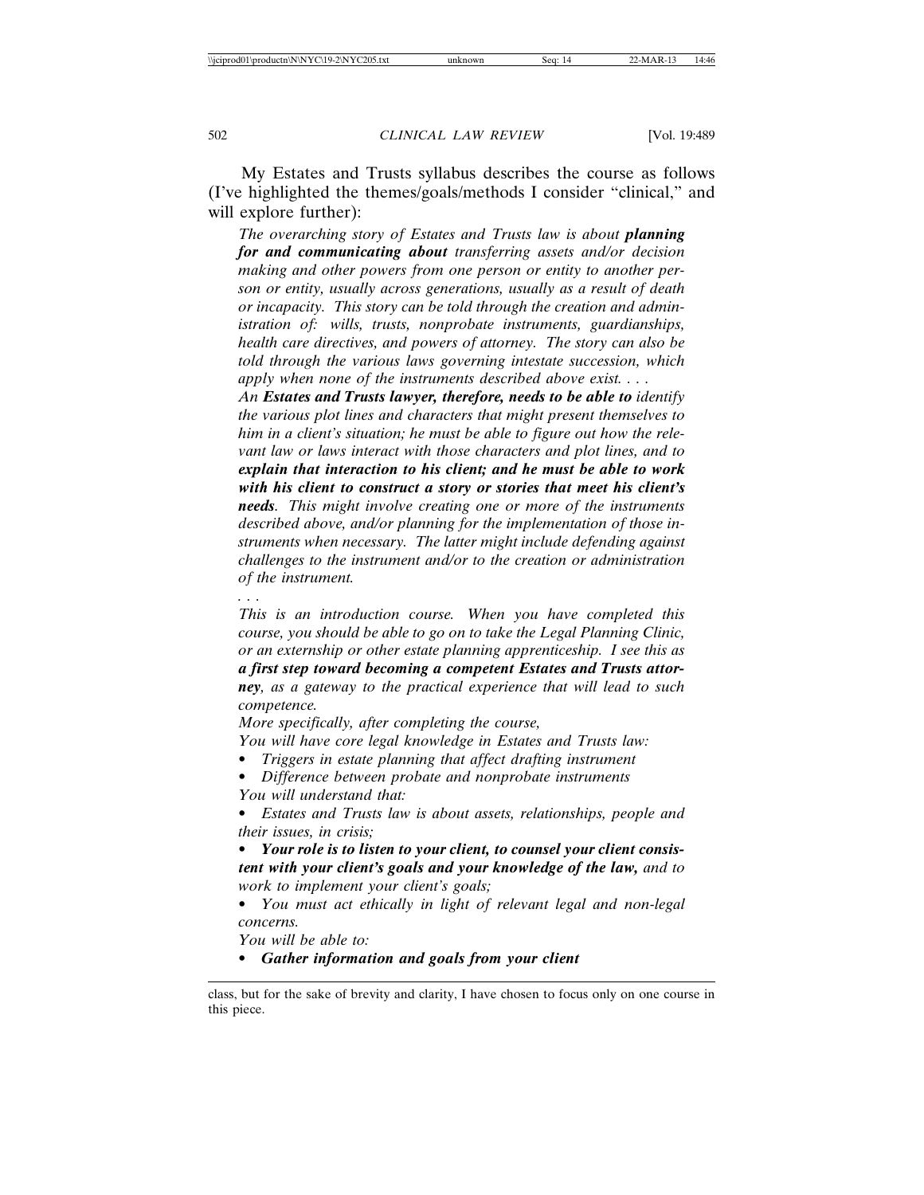My Estates and Trusts syllabus describes the course as follows (I've highlighted the themes/goals/methods I consider "clinical," and will explore further):

> *The overarching story of Estates and Trusts law is about* ***planning for and communicating about*** *transferring assets and/or decision making and other powers from one person or entity to another person or entity, usually across generations, usually as a result of death or incapacity. This story can be told through the creation and administration of: wills, trusts, nonprobate instruments, guardianships, health care directives, and powers of attorney. The story can also be told through the various laws governing intestate succession, which apply when none of the instruments described above exist. . . .*
>
> *An* ***Estates and Trusts lawyer, therefore, needs to be able to*** *identify the various plot lines and characters that might present themselves to him in a client's situation; he must be able to figure out how the relevant law or laws interact with those characters and plot lines, and to* ***explain that interaction to his client; and he must be able to work with his client to construct a story or stories that meet his client's needs****. This might involve creating one or more of the instruments described above, and/or planning for the implementation of those instruments when necessary. The latter might include defending against challenges to the instrument and/or to the creation or administration of the instrument.*
>
> *. . .*
>
> *This is an introduction course. When you have completed this course, you should be able to go on to take the Legal Planning Clinic, or an externship or other estate planning apprenticeship. I see this as* ***a first step toward becoming a competent Estates and Trusts attorney****, as a gateway to the practical experience that will lead to such competence.*
>
> *More specifically, after completing the course,*
>
> *You will have core legal knowledge in Estates and Trusts law:*
>
> - *Triggers in estate planning that affect drafting instrument*
> - *Difference between probate and nonprobate instruments*
>
> *You will understand that:*
>
> - *Estates and Trusts law is about assets, relationships, people and their issues, in crisis;*
> - ***Your role is to listen to your client, to counsel your client consistent with your client's goals and your knowledge of the law,*** *and to work to implement your client's goals;*
> - *You must act ethically in light of relevant legal and non-legal concerns.*
>
> *You will be able to:*
>
> - ***Gather information and goals from your client***

class, but for the sake of brevity and clarity, I have chosen to focus only on one course in this piece.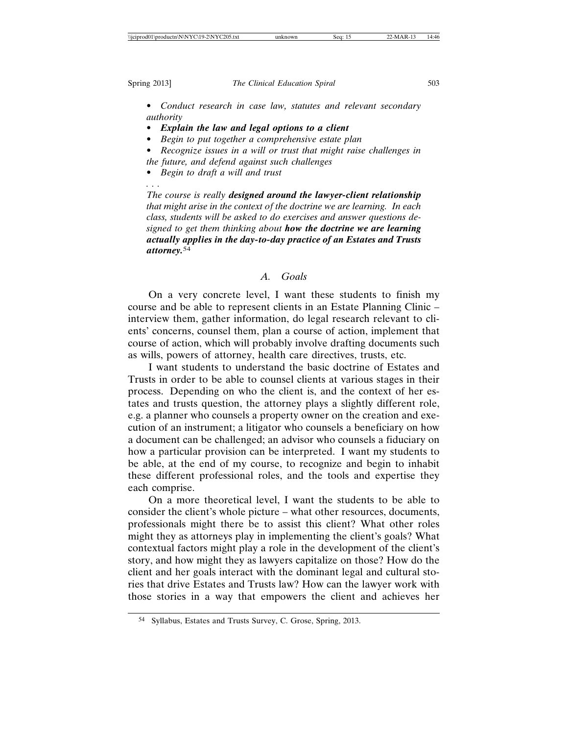- *Conduct research in case law, statutes and relevant secondary authority*
- ***Explain the law and legal options to a client***
- *Begin to put together a comprehensive estate plan*
- *Recognize issues in a will or trust that might raise challenges in the future, and defend against such challenges*
- *Begin to draft a will and trust*

*. . .*

*The course is really **designed around the lawyer-client relationship** that might arise in the context of the doctrine we are learning. In each class, students will be asked to do exercises and answer questions designed to get them thinking about **how the doctrine we are learning actually applies in the day-to-day practice of an Estates and Trusts attorney.***[54]

### A. Goals

On a very concrete level, I want these students to finish my course and be able to represent clients in an Estate Planning Clinic – interview them, gather information, do legal research relevant to clients' concerns, counsel them, plan a course of action, implement that course of action, which will probably involve drafting documents such as wills, powers of attorney, health care directives, trusts, etc.

I want students to understand the basic doctrine of Estates and Trusts in order to be able to counsel clients at various stages in their process. Depending on who the client is, and the context of her estates and trusts question, the attorney plays a slightly different role, e.g. a planner who counsels a property owner on the creation and execution of an instrument; a litigator who counsels a beneficiary on how a document can be challenged; an advisor who counsels a fiduciary on how a particular provision can be interpreted. I want my students to be able, at the end of my course, to recognize and begin to inhabit these different professional roles, and the tools and expertise they each comprise.

On a more theoretical level, I want the students to be able to consider the client's whole picture – what other resources, documents, professionals might there be to assist this client? What other roles might they as attorneys play in implementing the client's goals? What contextual factors might play a role in the development of the client's story, and how might they as lawyers capitalize on those? How do the client and her goals interact with the dominant legal and cultural stories that drive Estates and Trusts law? How can the lawyer work with those stories in a way that empowers the client and achieves her

---

[54] Syllabus, Estates and Trusts Survey, C. Grose, Spring, 2013.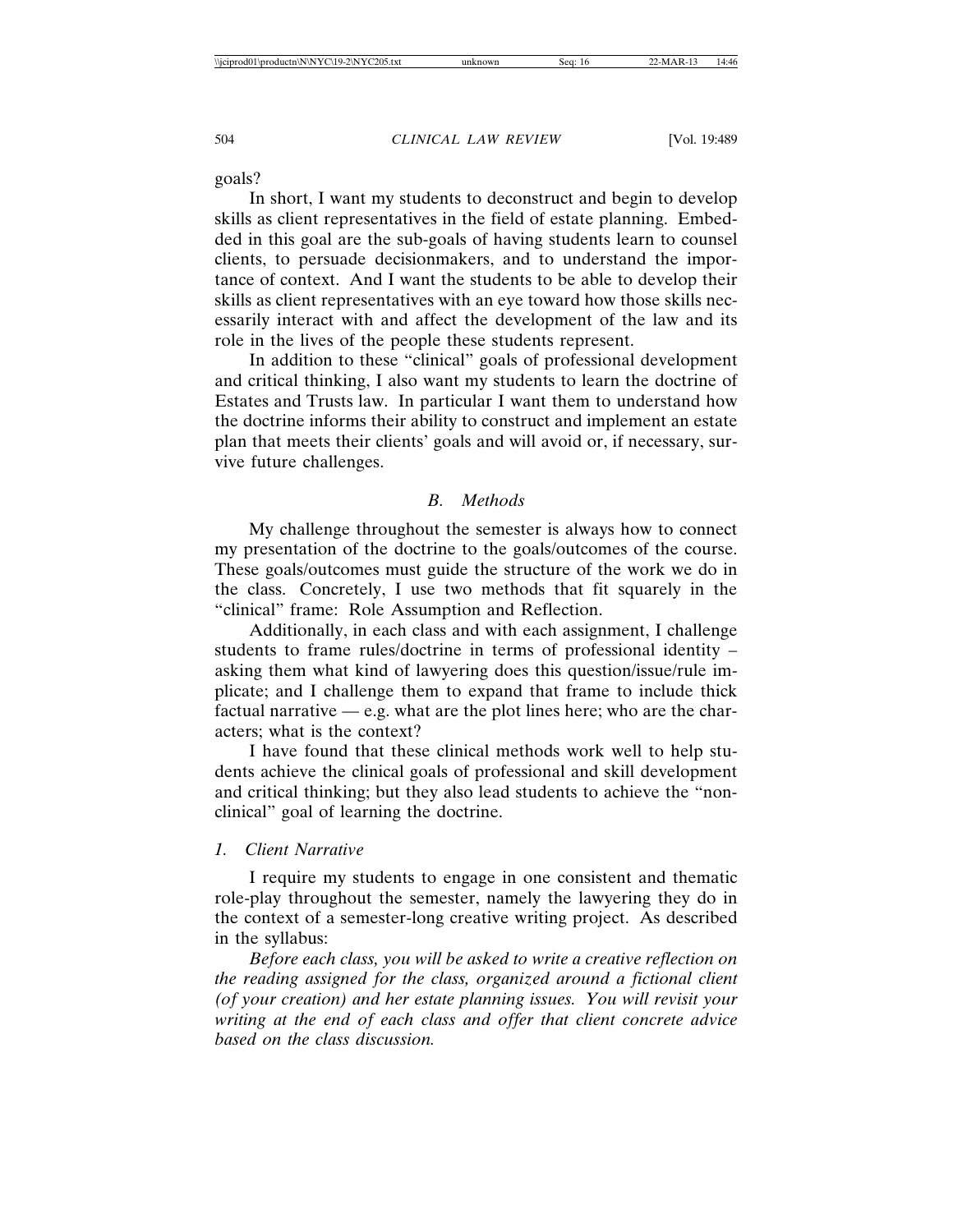goals?

In short, I want my students to deconstruct and begin to develop skills as client representatives in the field of estate planning. Embedded in this goal are the sub-goals of having students learn to counsel clients, to persuade decisionmakers, and to understand the importance of context. And I want the students to be able to develop their skills as client representatives with an eye toward how those skills necessarily interact with and affect the development of the law and its role in the lives of the people these students represent.

In addition to these "clinical" goals of professional development and critical thinking, I also want my students to learn the doctrine of Estates and Trusts law. In particular I want them to understand how the doctrine informs their ability to construct and implement an estate plan that meets their clients' goals and will avoid or, if necessary, survive future challenges.

### *B. Methods*

My challenge throughout the semester is always how to connect my presentation of the doctrine to the goals/outcomes of the course. These goals/outcomes must guide the structure of the work we do in the class. Concretely, I use two methods that fit squarely in the "clinical" frame: Role Assumption and Reflection.

Additionally, in each class and with each assignment, I challenge students to frame rules/doctrine in terms of professional identity – asking them what kind of lawyering does this question/issue/rule implicate; and I challenge them to expand that frame to include thick factual narrative — e.g. what are the plot lines here; who are the characters; what is the context?

I have found that these clinical methods work well to help students achieve the clinical goals of professional and skill development and critical thinking; but they also lead students to achieve the "non-clinical" goal of learning the doctrine.

#### *1. Client Narrative*

I require my students to engage in one consistent and thematic role-play throughout the semester, namely the lawyering they do in the context of a semester-long creative writing project. As described in the syllabus:

*Before each class, you will be asked to write a creative reflection on the reading assigned for the class, organized around a fictional client (of your creation) and her estate planning issues. You will revisit your writing at the end of each class and offer that client concrete advice based on the class discussion.*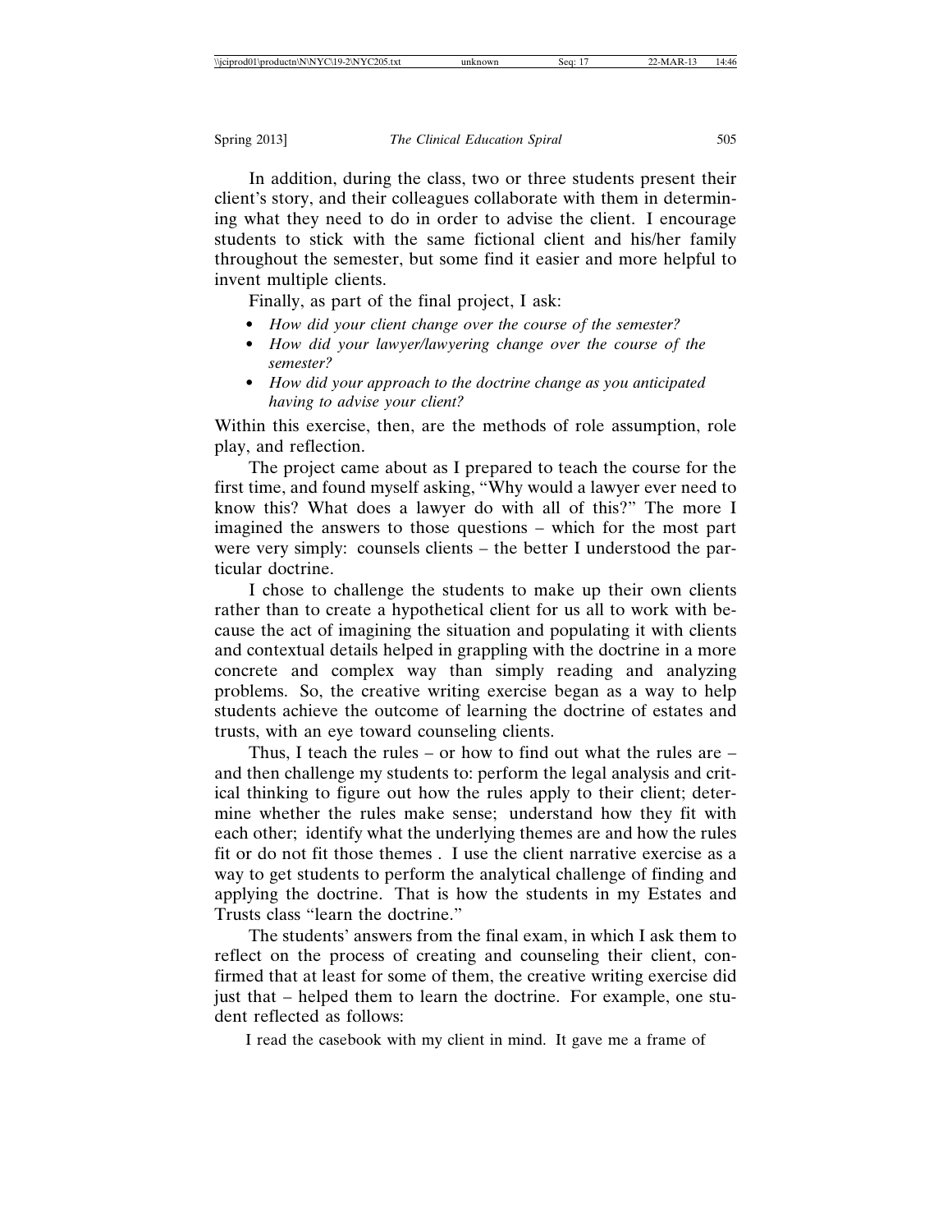In addition, during the class, two or three students present their client's story, and their colleagues collaborate with them in determining what they need to do in order to advise the client. I encourage students to stick with the same fictional client and his/her family throughout the semester, but some find it easier and more helpful to invent multiple clients.

Finally, as part of the final project, I ask:

- *How did your client change over the course of the semester?*
- *How did your lawyer/lawyering change over the course of the semester?*
- *How did your approach to the doctrine change as you anticipated having to advise your client?*

Within this exercise, then, are the methods of role assumption, role play, and reflection.

The project came about as I prepared to teach the course for the first time, and found myself asking, "Why would a lawyer ever need to know this? What does a lawyer do with all of this?" The more I imagined the answers to those questions – which for the most part were very simply: counsels clients – the better I understood the particular doctrine.

I chose to challenge the students to make up their own clients rather than to create a hypothetical client for us all to work with because the act of imagining the situation and populating it with clients and contextual details helped in grappling with the doctrine in a more concrete and complex way than simply reading and analyzing problems. So, the creative writing exercise began as a way to help students achieve the outcome of learning the doctrine of estates and trusts, with an eye toward counseling clients.

Thus, I teach the rules – or how to find out what the rules are – and then challenge my students to: perform the legal analysis and critical thinking to figure out how the rules apply to their client; determine whether the rules make sense; understand how they fit with each other; identify what the underlying themes are and how the rules fit or do not fit those themes . I use the client narrative exercise as a way to get students to perform the analytical challenge of finding and applying the doctrine. That is how the students in my Estates and Trusts class "learn the doctrine."

The students' answers from the final exam, in which I ask them to reflect on the process of creating and counseling their client, confirmed that at least for some of them, the creative writing exercise did just that – helped them to learn the doctrine. For example, one student reflected as follows:

> I read the casebook with my client in mind. It gave me a frame of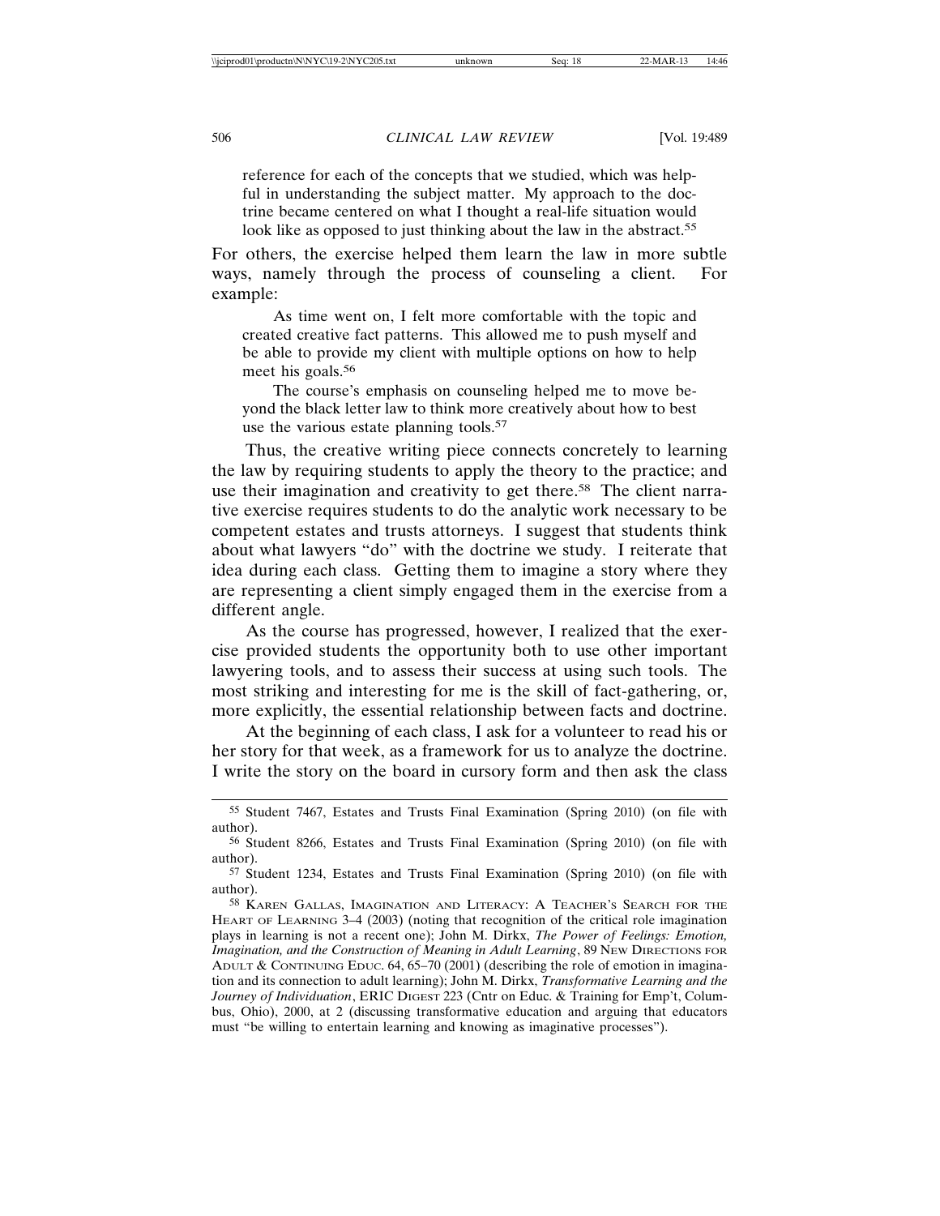> reference for each of the concepts that we studied, which was helpful in understanding the subject matter. My approach to the doctrine became centered on what I thought a real-life situation would look like as opposed to just thinking about the law in the abstract.[55]

For others, the exercise helped them learn the law in more subtle ways, namely through the process of counseling a client. For example:

> As time went on, I felt more comfortable with the topic and created creative fact patterns. This allowed me to push myself and be able to provide my client with multiple options on how to help meet his goals.[56]
>
> The course's emphasis on counseling helped me to move beyond the black letter law to think more creatively about how to best use the various estate planning tools.[57]

Thus, the creative writing piece connects concretely to learning the law by requiring students to apply the theory to the practice; and use their imagination and creativity to get there.[58] The client narrative exercise requires students to do the analytic work necessary to be competent estates and trusts attorneys. I suggest that students think about what lawyers "do" with the doctrine we study. I reiterate that idea during each class. Getting them to imagine a story where they are representing a client simply engaged them in the exercise from a different angle.

As the course has progressed, however, I realized that the exercise provided students the opportunity both to use other important lawyering tools, and to assess their success at using such tools. The most striking and interesting for me is the skill of fact-gathering, or, more explicitly, the essential relationship between facts and doctrine.

At the beginning of each class, I ask for a volunteer to read his or her story for that week, as a framework for us to analyze the doctrine. I write the story on the board in cursory form and then ask the class

---

[55] Student 7467, Estates and Trusts Final Examination (Spring 2010) (on file with author).

[56] Student 8266, Estates and Trusts Final Examination (Spring 2010) (on file with author).

[57] Student 1234, Estates and Trusts Final Examination (Spring 2010) (on file with author).

[58] KAREN GALLAS, IMAGINATION AND LITERACY: A TEACHER'S SEARCH FOR THE HEART OF LEARNING 3–4 (2003) (noting that recognition of the critical role imagination plays in learning is not a recent one); John M. Dirkx, *The Power of Feelings: Emotion, Imagination, and the Construction of Meaning in Adult Learning*, 89 NEW DIRECTIONS FOR ADULT & CONTINUING EDUC. 64, 65–70 (2001) (describing the role of emotion in imagination and its connection to adult learning); John M. Dirkx, *Transformative Learning and the Journey of Individuation*, ERIC DIGEST 223 (Cntr on Educ. & Training for Emp't, Columbus, Ohio), 2000, at 2 (discussing transformative education and arguing that educators must "be willing to entertain learning and knowing as imaginative processes").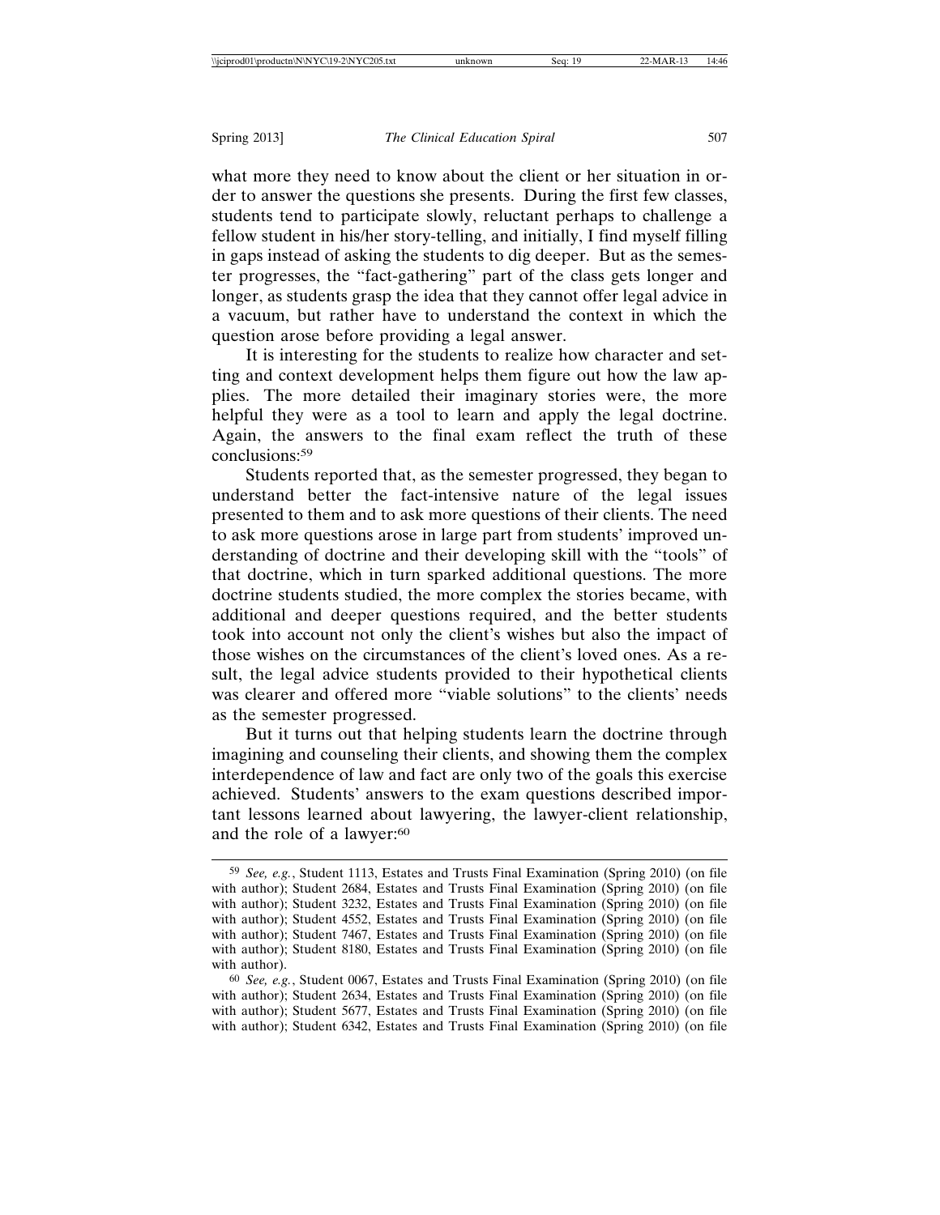what more they need to know about the client or her situation in order to answer the questions she presents. During the first few classes, students tend to participate slowly, reluctant perhaps to challenge a fellow student in his/her story-telling, and initially, I find myself filling in gaps instead of asking the students to dig deeper. But as the semester progresses, the "fact-gathering" part of the class gets longer and longer, as students grasp the idea that they cannot offer legal advice in a vacuum, but rather have to understand the context in which the question arose before providing a legal answer.

It is interesting for the students to realize how character and setting and context development helps them figure out how the law applies. The more detailed their imaginary stories were, the more helpful they were as a tool to learn and apply the legal doctrine. Again, the answers to the final exam reflect the truth of these conclusions:[59]

Students reported that, as the semester progressed, they began to understand better the fact-intensive nature of the legal issues presented to them and to ask more questions of their clients. The need to ask more questions arose in large part from students' improved understanding of doctrine and their developing skill with the "tools" of that doctrine, which in turn sparked additional questions. The more doctrine students studied, the more complex the stories became, with additional and deeper questions required, and the better students took into account not only the client's wishes but also the impact of those wishes on the circumstances of the client's loved ones. As a result, the legal advice students provided to their hypothetical clients was clearer and offered more "viable solutions" to the clients' needs as the semester progressed.

But it turns out that helping students learn the doctrine through imagining and counseling their clients, and showing them the complex interdependence of law and fact are only two of the goals this exercise achieved. Students' answers to the exam questions described important lessons learned about lawyering, the lawyer-client relationship, and the role of a lawyer:[60]

---

[59] *See, e.g.*, Student 1113, Estates and Trusts Final Examination (Spring 2010) (on file with author); Student 2684, Estates and Trusts Final Examination (Spring 2010) (on file with author); Student 3232, Estates and Trusts Final Examination (Spring 2010) (on file with author); Student 4552, Estates and Trusts Final Examination (Spring 2010) (on file with author); Student 7467, Estates and Trusts Final Examination (Spring 2010) (on file with author); Student 8180, Estates and Trusts Final Examination (Spring 2010) (on file with author).

[60] *See, e.g.*, Student 0067, Estates and Trusts Final Examination (Spring 2010) (on file with author); Student 2634, Estates and Trusts Final Examination (Spring 2010) (on file with author); Student 5677, Estates and Trusts Final Examination (Spring 2010) (on file with author); Student 6342, Estates and Trusts Final Examination (Spring 2010) (on file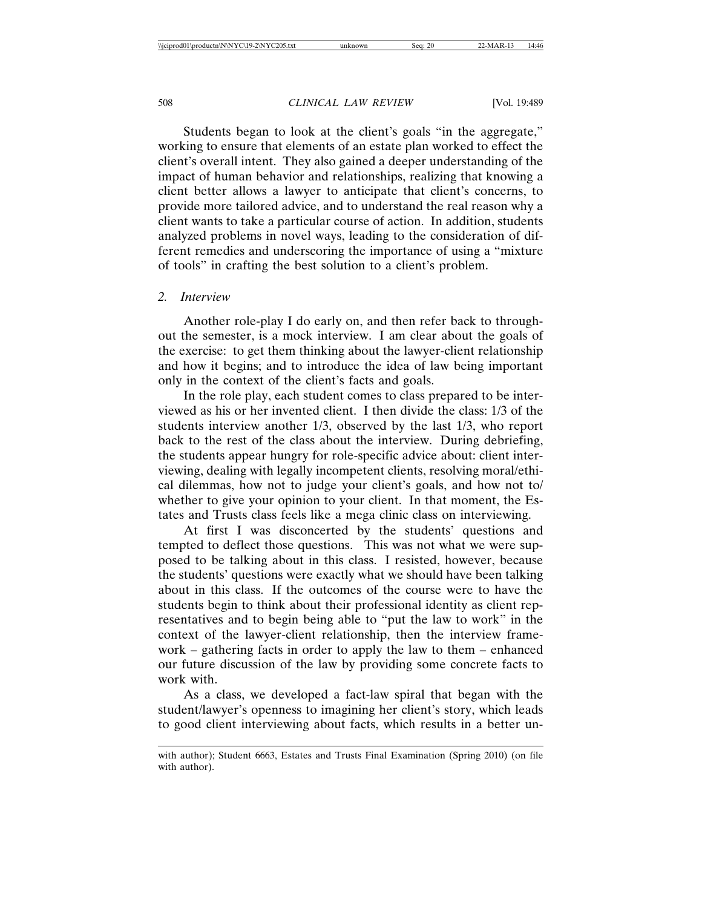Students began to look at the client's goals "in the aggregate," working to ensure that elements of an estate plan worked to effect the client's overall intent. They also gained a deeper understanding of the impact of human behavior and relationships, realizing that knowing a client better allows a lawyer to anticipate that client's concerns, to provide more tailored advice, and to understand the real reason why a client wants to take a particular course of action. In addition, students analyzed problems in novel ways, leading to the consideration of different remedies and underscoring the importance of using a "mixture of tools" in crafting the best solution to a client's problem.

### 2. *Interview*

Another role-play I do early on, and then refer back to throughout the semester, is a mock interview. I am clear about the goals of the exercise: to get them thinking about the lawyer-client relationship and how it begins; and to introduce the idea of law being important only in the context of the client's facts and goals.

In the role play, each student comes to class prepared to be interviewed as his or her invented client. I then divide the class: 1/3 of the students interview another 1/3, observed by the last 1/3, who report back to the rest of the class about the interview. During debriefing, the students appear hungry for role-specific advice about: client interviewing, dealing with legally incompetent clients, resolving moral/ethical dilemmas, how not to judge your client's goals, and how not to/whether to give your opinion to your client. In that moment, the Estates and Trusts class feels like a mega clinic class on interviewing.

At first I was disconcerted by the students' questions and tempted to deflect those questions. This was not what we were supposed to be talking about in this class. I resisted, however, because the students' questions were exactly what we should have been talking about in this class. If the outcomes of the course were to have the students begin to think about their professional identity as client representatives and to begin being able to "put the law to work" in the context of the lawyer-client relationship, then the interview framework – gathering facts in order to apply the law to them – enhanced our future discussion of the law by providing some concrete facts to work with.

As a class, we developed a fact-law spiral that began with the student/lawyer's openness to imagining her client's story, which leads to good client interviewing about facts, which results in a better un-

---

with author); Student 6663, Estates and Trusts Final Examination (Spring 2010) (on file with author).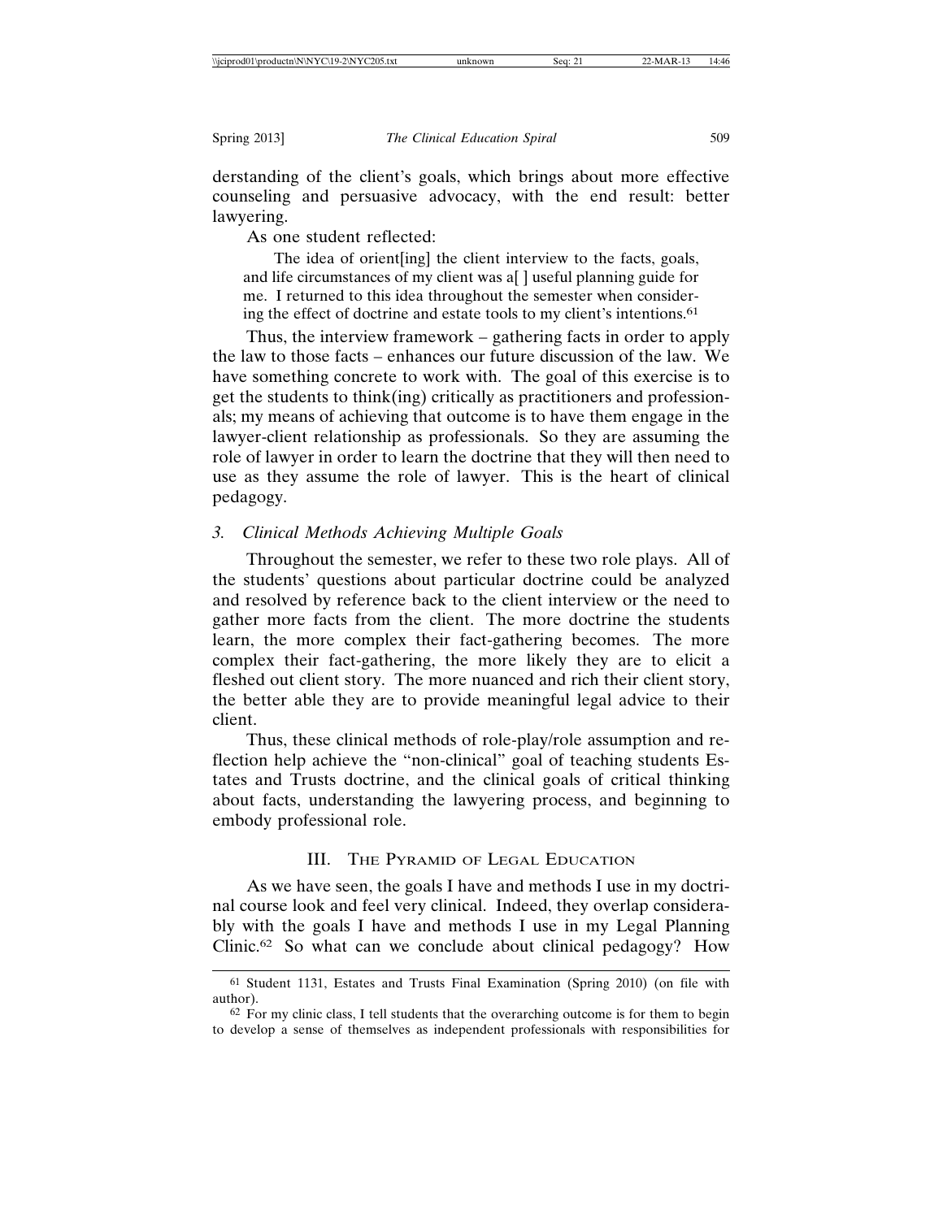derstanding of the client's goals, which brings about more effective counseling and persuasive advocacy, with the end result: better lawyering.

As one student reflected:

> The idea of orient[ing] the client interview to the facts, goals, and life circumstances of my client was a[ ] useful planning guide for me. I returned to this idea throughout the semester when considering the effect of doctrine and estate tools to my client's intentions.[61]

Thus, the interview framework – gathering facts in order to apply the law to those facts – enhances our future discussion of the law. We have something concrete to work with. The goal of this exercise is to get the students to think(ing) critically as practitioners and professionals; my means of achieving that outcome is to have them engage in the lawyer-client relationship as professionals. So they are assuming the role of lawyer in order to learn the doctrine that they will then need to use as they assume the role of lawyer. This is the heart of clinical pedagogy.

### 3. *Clinical Methods Achieving Multiple Goals*

Throughout the semester, we refer to these two role plays. All of the students' questions about particular doctrine could be analyzed and resolved by reference back to the client interview or the need to gather more facts from the client. The more doctrine the students learn, the more complex their fact-gathering becomes. The more complex their fact-gathering, the more likely they are to elicit a fleshed out client story. The more nuanced and rich their client story, the better able they are to provide meaningful legal advice to their client.

Thus, these clinical methods of role-play/role assumption and reflection help achieve the "non-clinical" goal of teaching students Estates and Trusts doctrine, and the clinical goals of critical thinking about facts, understanding the lawyering process, and beginning to embody professional role.

## III. The Pyramid of Legal Education

As we have seen, the goals I have and methods I use in my doctrinal course look and feel very clinical. Indeed, they overlap considerably with the goals I have and methods I use in my Legal Planning Clinic.[62] So what can we conclude about clinical pedagogy? How

---

[61] Student 1131, Estates and Trusts Final Examination (Spring 2010) (on file with author).

[62] For my clinic class, I tell students that the overarching outcome is for them to begin to develop a sense of themselves as independent professionals with responsibilities for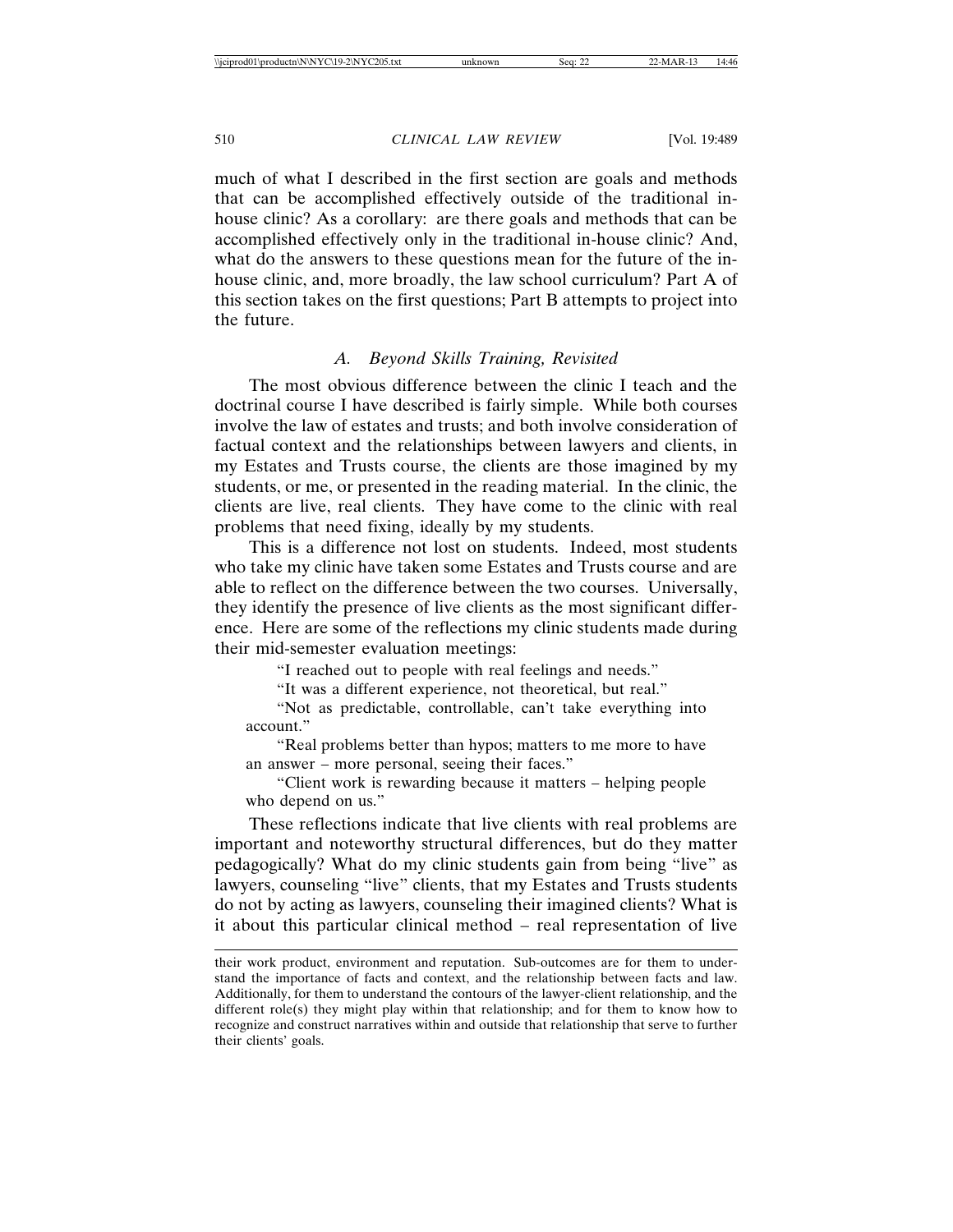much of what I described in the first section are goals and methods that can be accomplished effectively outside of the traditional in-house clinic? As a corollary: are there goals and methods that can be accomplished effectively only in the traditional in-house clinic? And, what do the answers to these questions mean for the future of the in-house clinic, and, more broadly, the law school curriculum? Part A of this section takes on the first questions; Part B attempts to project into the future.

### *A. Beyond Skills Training, Revisited*

The most obvious difference between the clinic I teach and the doctrinal course I have described is fairly simple. While both courses involve the law of estates and trusts; and both involve consideration of factual context and the relationships between lawyers and clients, in my Estates and Trusts course, the clients are those imagined by my students, or me, or presented in the reading material. In the clinic, the clients are live, real clients. They have come to the clinic with real problems that need fixing, ideally by my students.

This is a difference not lost on students. Indeed, most students who take my clinic have taken some Estates and Trusts course and are able to reflect on the difference between the two courses. Universally, they identify the presence of live clients as the most significant difference. Here are some of the reflections my clinic students made during their mid-semester evaluation meetings:

> "I reached out to people with real feelings and needs."
>
> "It was a different experience, not theoretical, but real."
>
> "Not as predictable, controllable, can't take everything into account."
>
> "Real problems better than hypos; matters to me more to have an answer – more personal, seeing their faces."
>
> "Client work is rewarding because it matters – helping people who depend on us."

These reflections indicate that live clients with real problems are important and noteworthy structural differences, but do they matter pedagogically? What do my clinic students gain from being "live" as lawyers, counseling "live" clients, that my Estates and Trusts students do not by acting as lawyers, counseling their imagined clients? What is it about this particular clinical method – real representation of live

---

their work product, environment and reputation. Sub-outcomes are for them to understand the importance of facts and context, and the relationship between facts and law. Additionally, for them to understand the contours of the lawyer-client relationship, and the different role(s) they might play within that relationship; and for them to know how to recognize and construct narratives within and outside that relationship that serve to further their clients' goals.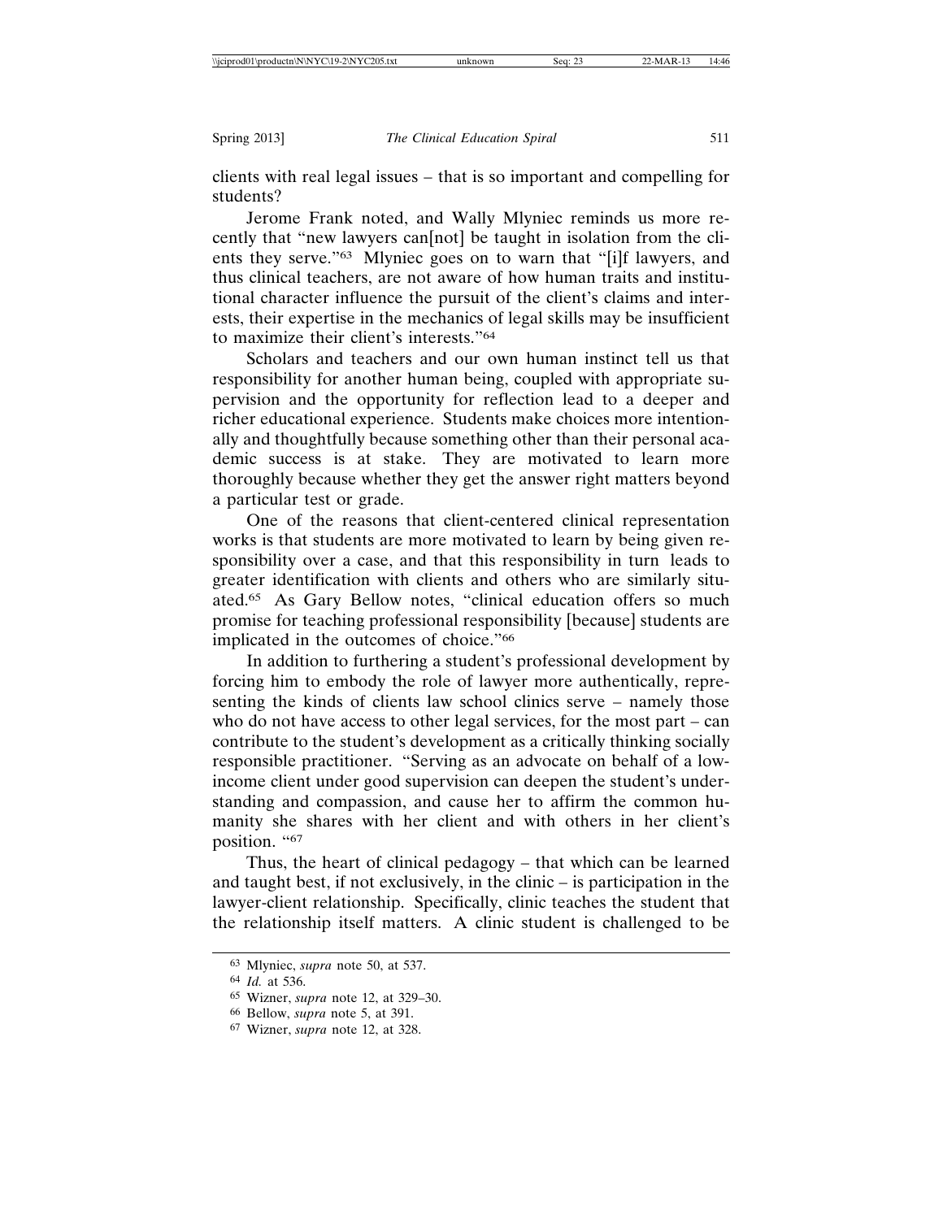clients with real legal issues – that is so important and compelling for students?

Jerome Frank noted, and Wally Mlyniec reminds us more recently that "new lawyers can[not] be taught in isolation from the clients they serve."[63] Mlyniec goes on to warn that "[i]f lawyers, and thus clinical teachers, are not aware of how human traits and institutional character influence the pursuit of the client's claims and interests, their expertise in the mechanics of legal skills may be insufficient to maximize their client's interests."[64]

Scholars and teachers and our own human instinct tell us that responsibility for another human being, coupled with appropriate supervision and the opportunity for reflection lead to a deeper and richer educational experience. Students make choices more intentionally and thoughtfully because something other than their personal academic success is at stake. They are motivated to learn more thoroughly because whether they get the answer right matters beyond a particular test or grade.

One of the reasons that client-centered clinical representation works is that students are more motivated to learn by being given responsibility over a case, and that this responsibility in turn leads to greater identification with clients and others who are similarly situated.[65] As Gary Bellow notes, "clinical education offers so much promise for teaching professional responsibility [because] students are implicated in the outcomes of choice."[66]

In addition to furthering a student's professional development by forcing him to embody the role of lawyer more authentically, representing the kinds of clients law school clinics serve – namely those who do not have access to other legal services, for the most part – can contribute to the student's development as a critically thinking socially responsible practitioner. "Serving as an advocate on behalf of a low-income client under good supervision can deepen the student's understanding and compassion, and cause her to affirm the common humanity she shares with her client and with others in her client's position. "[67]

Thus, the heart of clinical pedagogy – that which can be learned and taught best, if not exclusively, in the clinic – is participation in the lawyer-client relationship. Specifically, clinic teaches the student that the relationship itself matters. A clinic student is challenged to be

---

[63] Mlyniec, *supra* note 50, at 537.

[64] *Id.* at 536.

[65] Wizner, *supra* note 12, at 329–30.

[66] Bellow, *supra* note 5, at 391.

[67] Wizner, *supra* note 12, at 328.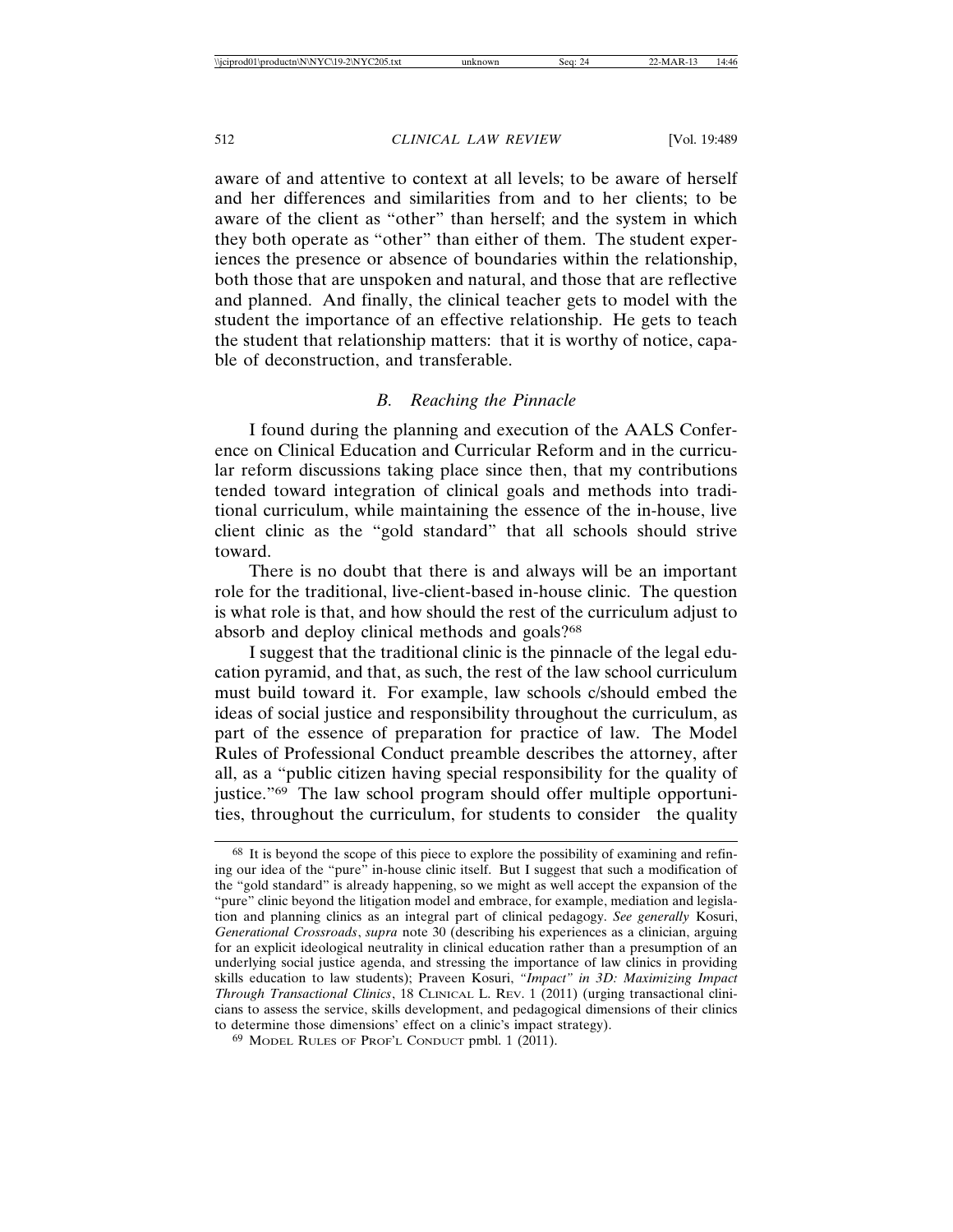aware of and attentive to context at all levels; to be aware of herself and her differences and similarities from and to her clients; to be aware of the client as "other" than herself; and the system in which they both operate as "other" than either of them. The student experiences the presence or absence of boundaries within the relationship, both those that are unspoken and natural, and those that are reflective and planned. And finally, the clinical teacher gets to model with the student the importance of an effective relationship. He gets to teach the student that relationship matters: that it is worthy of notice, capable of deconstruction, and transferable.

### *B. Reaching the Pinnacle*

I found during the planning and execution of the AALS Conference on Clinical Education and Curricular Reform and in the curricular reform discussions taking place since then, that my contributions tended toward integration of clinical goals and methods into traditional curriculum, while maintaining the essence of the in-house, live client clinic as the "gold standard" that all schools should strive toward.

There is no doubt that there is and always will be an important role for the traditional, live-client-based in-house clinic. The question is what role is that, and how should the rest of the curriculum adjust to absorb and deploy clinical methods and goals?[68]

I suggest that the traditional clinic is the pinnacle of the legal education pyramid, and that, as such, the rest of the law school curriculum must build toward it. For example, law schools c/should embed the ideas of social justice and responsibility throughout the curriculum, as part of the essence of preparation for practice of law. The Model Rules of Professional Conduct preamble describes the attorney, after all, as a "public citizen having special responsibility for the quality of justice."[69] The law school program should offer multiple opportunities, throughout the curriculum, for students to consider the quality

---

[68] It is beyond the scope of this piece to explore the possibility of examining and refining our idea of the "pure" in-house clinic itself. But I suggest that such a modification of the "gold standard" is already happening, so we might as well accept the expansion of the "pure" clinic beyond the litigation model and embrace, for example, mediation and legislation and planning clinics as an integral part of clinical pedagogy. *See generally* Kosuri, *Generational Crossroads*, *supra* note 30 (describing his experiences as a clinician, arguing for an explicit ideological neutrality in clinical education rather than a presumption of an underlying social justice agenda, and stressing the importance of law clinics in providing skills education to law students); Praveen Kosuri, *"Impact" in 3D: Maximizing Impact Through Transactional Clinics*, 18 Clinical L. Rev. 1 (2011) (urging transactional clinicians to assess the service, skills development, and pedagogical dimensions of their clinics to determine those dimensions' effect on a clinic's impact strategy).

[69] Model Rules of Prof'l Conduct pmbl. 1 (2011).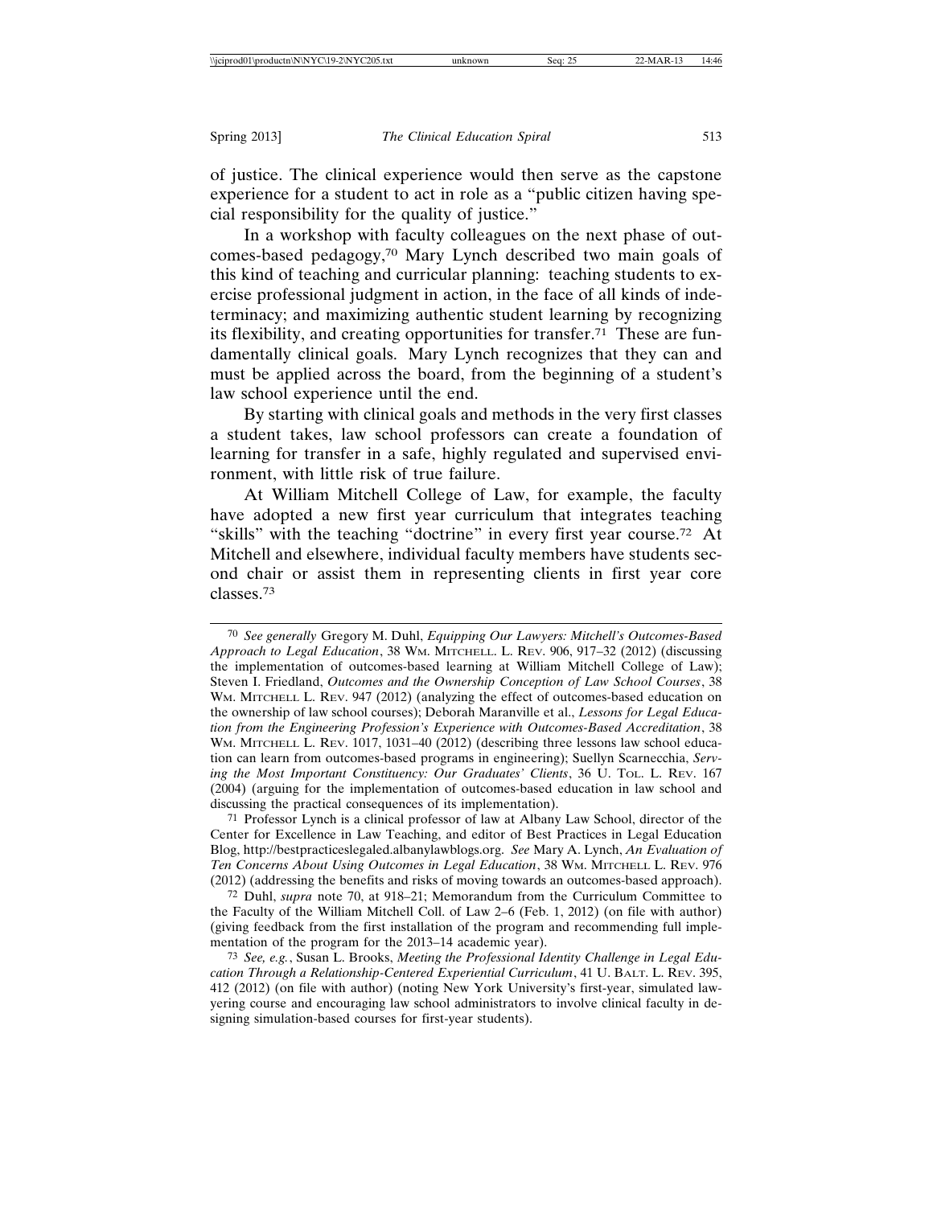of justice. The clinical experience would then serve as the capstone experience for a student to act in role as a "public citizen having special responsibility for the quality of justice."

In a workshop with faculty colleagues on the next phase of outcomes-based pedagogy,[70] Mary Lynch described two main goals of this kind of teaching and curricular planning: teaching students to exercise professional judgment in action, in the face of all kinds of indeterminacy; and maximizing authentic student learning by recognizing its flexibility, and creating opportunities for transfer.[71] These are fundamentally clinical goals. Mary Lynch recognizes that they can and must be applied across the board, from the beginning of a student's law school experience until the end.

By starting with clinical goals and methods in the very first classes a student takes, law school professors can create a foundation of learning for transfer in a safe, highly regulated and supervised environment, with little risk of true failure.

At William Mitchell College of Law, for example, the faculty have adopted a new first year curriculum that integrates teaching "skills" with the teaching "doctrine" in every first year course.[72] At Mitchell and elsewhere, individual faculty members have students second chair or assist them in representing clients in first year core classes.[73]

---

[70] *See generally* Gregory M. Duhl, *Equipping Our Lawyers: Mitchell's Outcomes-Based Approach to Legal Education*, 38 WM. MITCHELL. L. REV. 906, 917–32 (2012) (discussing the implementation of outcomes-based learning at William Mitchell College of Law); Steven I. Friedland, *Outcomes and the Ownership Conception of Law School Courses*, 38 WM. MITCHELL L. REV. 947 (2012) (analyzing the effect of outcomes-based education on the ownership of law school courses); Deborah Maranville et al., *Lessons for Legal Education from the Engineering Profession's Experience with Outcomes-Based Accreditation*, 38 WM. MITCHELL L. REV. 1017, 1031–40 (2012) (describing three lessons law school education can learn from outcomes-based programs in engineering); Suellyn Scarnecchia, *Serving the Most Important Constituency: Our Graduates' Clients*, 36 U. TOL. L. REV. 167 (2004) (arguing for the implementation of outcomes-based education in law school and discussing the practical consequences of its implementation).

[71] Professor Lynch is a clinical professor of law at Albany Law School, director of the Center for Excellence in Law Teaching, and editor of Best Practices in Legal Education Blog, http://bestpracticeslegaled.albanylawblogs.org. *See* Mary A. Lynch, *An Evaluation of Ten Concerns About Using Outcomes in Legal Education*, 38 WM. MITCHELL L. REV. 976 (2012) (addressing the benefits and risks of moving towards an outcomes-based approach).

[72] Duhl, *supra* note 70, at 918–21; Memorandum from the Curriculum Committee to the Faculty of the William Mitchell Coll. of Law 2–6 (Feb. 1, 2012) (on file with author) (giving feedback from the first installation of the program and recommending full implementation of the program for the 2013–14 academic year).

[73] *See, e.g.*, Susan L. Brooks, *Meeting the Professional Identity Challenge in Legal Education Through a Relationship-Centered Experiential Curriculum*, 41 U. BALT. L. REV. 395, 412 (2012) (on file with author) (noting New York University's first-year, simulated lawyering course and encouraging law school administrators to involve clinical faculty in designing simulation-based courses for first-year students).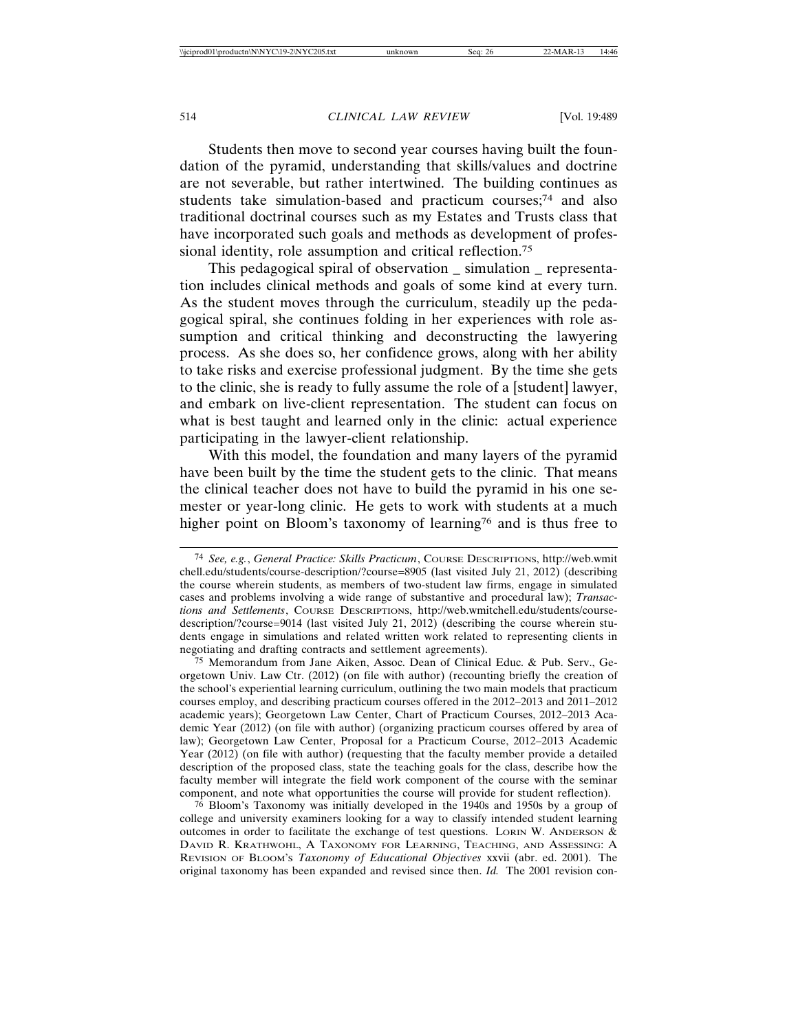Students then move to second year courses having built the foundation of the pyramid, understanding that skills/values and doctrine are not severable, but rather intertwined. The building continues as students take simulation-based and practicum courses;[74] and also traditional doctrinal courses such as my Estates and Trusts class that have incorporated such goals and methods as development of professional identity, role assumption and critical reflection.[75]

This pedagogical spiral of observation _ simulation _ representation includes clinical methods and goals of some kind at every turn. As the student moves through the curriculum, steadily up the pedagogical spiral, she continues folding in her experiences with role assumption and critical thinking and deconstructing the lawyering process. As she does so, her confidence grows, along with her ability to take risks and exercise professional judgment. By the time she gets to the clinic, she is ready to fully assume the role of a [student] lawyer, and embark on live-client representation. The student can focus on what is best taught and learned only in the clinic: actual experience participating in the lawyer-client relationship.

With this model, the foundation and many layers of the pyramid have been built by the time the student gets to the clinic. That means the clinical teacher does not have to build the pyramid in his one semester or year-long clinic. He gets to work with students at a much higher point on Bloom's taxonomy of learning[76] and is thus free to

---

[74] *See, e.g.*, *General Practice: Skills Practicum*, COURSE DESCRIPTIONS, http://web.wmitchell.edu/students/course-description/?course=8905 (last visited July 21, 2012) (describing the course wherein students, as members of two-student law firms, engage in simulated cases and problems involving a wide range of substantive and procedural law); *Transactions and Settlements*, COURSE DESCRIPTIONS, http://web.wmitchell.edu/students/course-description/?course=9014 (last visited July 21, 2012) (describing the course wherein students engage in simulations and related written work related to representing clients in negotiating and drafting contracts and settlement agreements).

[75] Memorandum from Jane Aiken, Assoc. Dean of Clinical Educ. & Pub. Serv., Georgetown Univ. Law Ctr. (2012) (on file with author) (recounting briefly the creation of the school's experiential learning curriculum, outlining the two main models that practicum courses employ, and describing practicum courses offered in the 2012–2013 and 2011–2012 academic years); Georgetown Law Center, Chart of Practicum Courses, 2012–2013 Academic Year (2012) (on file with author) (organizing practicum courses offered by area of law); Georgetown Law Center, Proposal for a Practicum Course, 2012–2013 Academic Year (2012) (on file with author) (requesting that the faculty member provide a detailed description of the proposed class, state the teaching goals for the class, describe how the faculty member will integrate the field work component of the course with the seminar component, and note what opportunities the course will provide for student reflection).

[76] Bloom's Taxonomy was initially developed in the 1940s and 1950s by a group of college and university examiners looking for a way to classify intended student learning outcomes in order to facilitate the exchange of test questions. LORIN W. ANDERSON & DAVID R. KRATHWOHL, A TAXONOMY FOR LEARNING, TEACHING, AND ASSESSING: A REVISION OF BLOOM'S *Taxonomy of Educational Objectives* xxvii (abr. ed. 2001). The original taxonomy has been expanded and revised since then. *Id.* The 2001 revision con-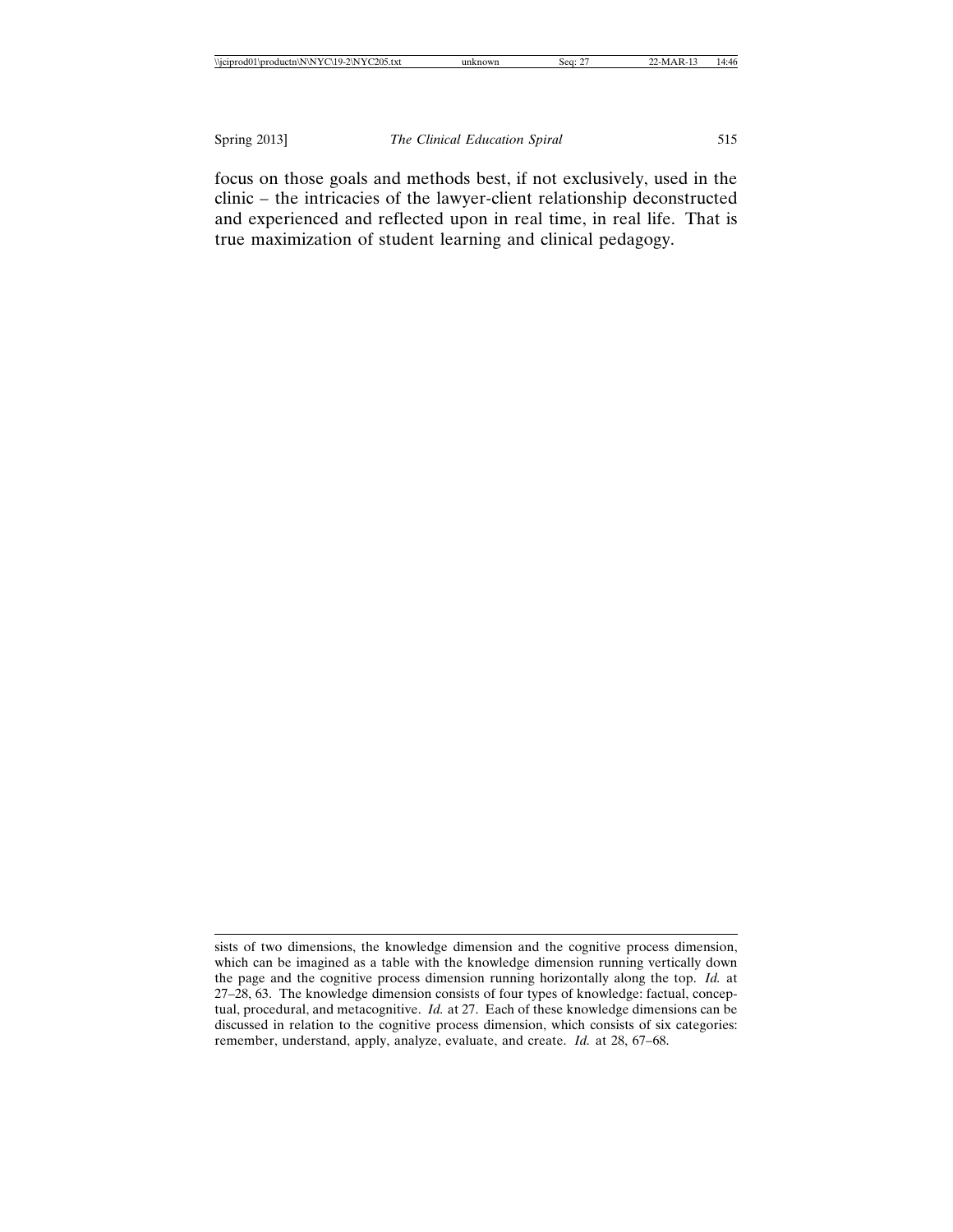focus on those goals and methods best, if not exclusively, used in the clinic – the intricacies of the lawyer-client relationship deconstructed and experienced and reflected upon in real time, in real life. That is true maximization of student learning and clinical pedagogy.

---

sists of two dimensions, the knowledge dimension and the cognitive process dimension, which can be imagined as a table with the knowledge dimension running vertically down the page and the cognitive process dimension running horizontally along the top. *Id.* at 27–28, 63. The knowledge dimension consists of four types of knowledge: factual, conceptual, procedural, and metacognitive. *Id.* at 27. Each of these knowledge dimensions can be discussed in relation to the cognitive process dimension, which consists of six categories: remember, understand, apply, analyze, evaluate, and create. *Id.* at 28, 67–68.